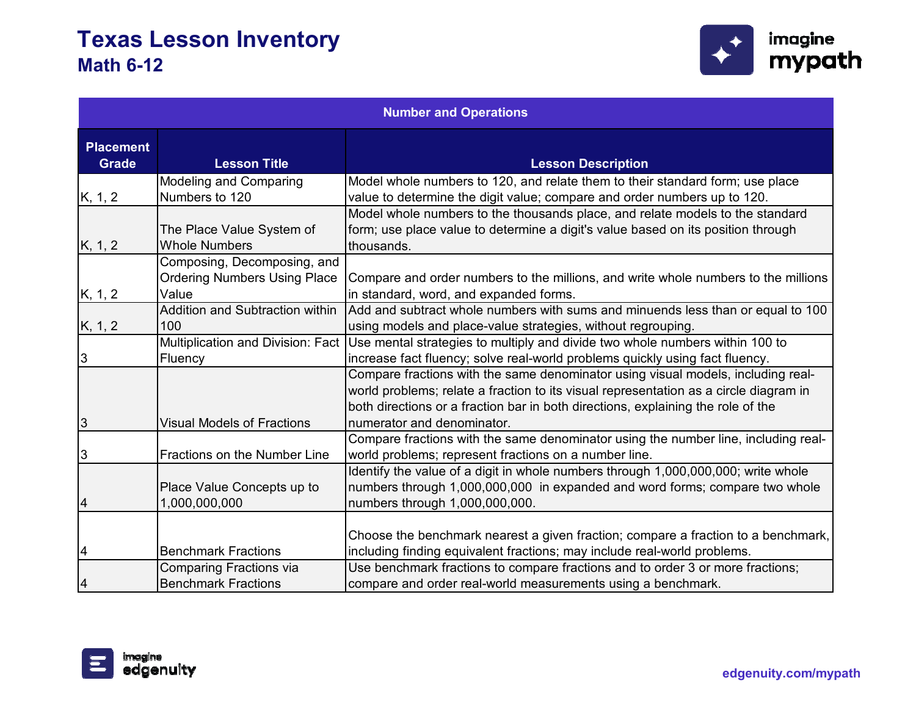# Texas Lesson Inventory

## Math 6-12

| Number and Operations | | |
|---|---|---|
| Placement Grade | Lesson Title | Lesson Description |
| K, 1, 2 | Modeling and Comparing Numbers to 120 | Model whole numbers to 120, and relate them to their standard form; use place value to determine the digit value; compare and order numbers up to 120. |
| K, 1, 2 | The Place Value System of Whole Numbers | Model whole numbers to the thousands place, and relate models to the standard form; use place value to determine a digit's value based on its position through thousands. |
| K, 1, 2 | Composing, Decomposing, and Ordering Numbers Using Place Value | Compare and order numbers to the millions, and write whole numbers to the millions in standard, word, and expanded forms. |
| K, 1, 2 | Addition and Subtraction within 100 | Add and subtract whole numbers with sums and minuends less than or equal to 100 using models and place-value strategies, without regrouping. |
| 3 | Multiplication and Division: Fact Fluency | Use mental strategies to multiply and divide two whole numbers within 100 to increase fact fluency; solve real-world problems quickly using fact fluency. |
| 3 | Visual Models of Fractions | Compare fractions with the same denominator using visual models, including real-world problems; relate a fraction to its visual representation as a circle diagram in both directions or a fraction bar in both directions, explaining the role of the numerator and denominator. |
| 3 | Fractions on the Number Line | Compare fractions with the same denominator using the number line, including real-world problems; represent fractions on a number line. |
| 4 | Place Value Concepts up to 1,000,000,000 | Identify the value of a digit in whole numbers through 1,000,000,000; write whole numbers through 1,000,000,000 in expanded and word forms; compare two whole numbers through 1,000,000,000. |
| 4 | Benchmark Fractions | Choose the benchmark nearest a given fraction; compare a fraction to a benchmark, including finding equivalent fractions; may include real-world problems. |
| 4 | Comparing Fractions via Benchmark Fractions | Use benchmark fractions to compare fractions and to order 3 or more fractions; compare and order real-world measurements using a benchmark. |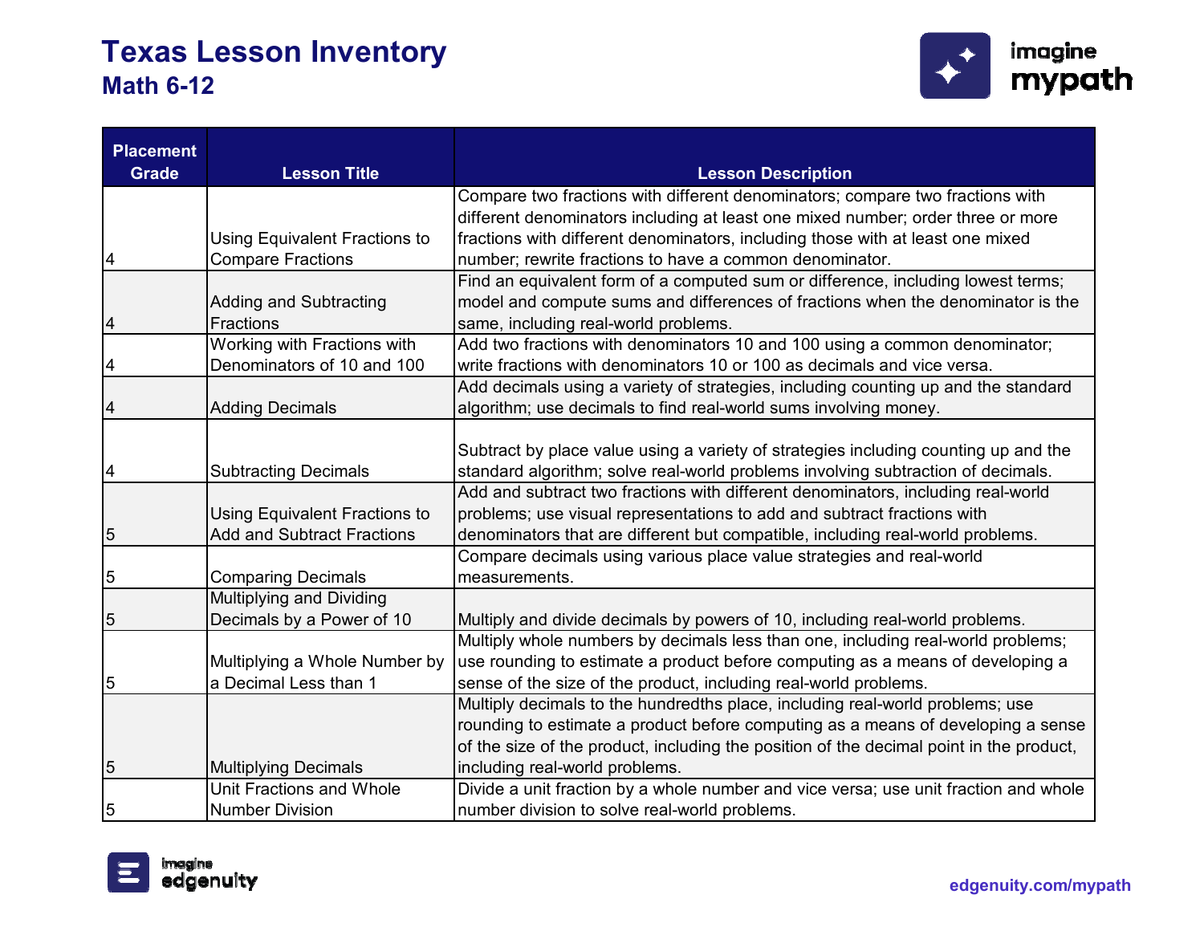# Texas Lesson Inventory

## Math 6-12

| Placement Grade | Lesson Title | Lesson Description |
|---|---|---|
| 4 | Using Equivalent Fractions to Compare Fractions | Compare two fractions with different denominators; compare two fractions with different denominators including at least one mixed number; order three or more fractions with different denominators, including those with at least one mixed number; rewrite fractions to have a common denominator. |
| 4 | Adding and Subtracting Fractions | Find an equivalent form of a computed sum or difference, including lowest terms; model and compute sums and differences of fractions when the denominator is the same, including real-world problems. |
| 4 | Working with Fractions with Denominators of 10 and 100 | Add two fractions with denominators 10 and 100 using a common denominator; write fractions with denominators 10 or 100 as decimals and vice versa. |
| 4 | Adding Decimals | Add decimals using a variety of strategies, including counting up and the standard algorithm; use decimals to find real-world sums involving money. |
| 4 | Subtracting Decimals | Subtract by place value using a variety of strategies including counting up and the standard algorithm; solve real-world problems involving subtraction of decimals. |
| 5 | Using Equivalent Fractions to Add and Subtract Fractions | Add and subtract two fractions with different denominators, including real-world problems; use visual representations to add and subtract fractions with denominators that are different but compatible, including real-world problems. |
| 5 | Comparing Decimals | Compare decimals using various place value strategies and real-world measurements. |
| 5 | Multiplying and Dividing Decimals by a Power of 10 | Multiply and divide decimals by powers of 10, including real-world problems. |
| 5 | Multiplying a Whole Number by a Decimal Less than 1 | Multiply whole numbers by decimals less than one, including real-world problems; use rounding to estimate a product before computing as a means of developing a sense of the size of the product, including real-world problems. |
| 5 | Multiplying Decimals | Multiply decimals to the hundredths place, including real-world problems; use rounding to estimate a product before computing as a means of developing a sense of the size of the product, including the position of the decimal point in the product, including real-world problems. |
| 5 | Unit Fractions and Whole Number Division | Divide a unit fraction by a whole number and vice versa; use unit fraction and whole number division to solve real-world problems. |

edgenuity.com/mypath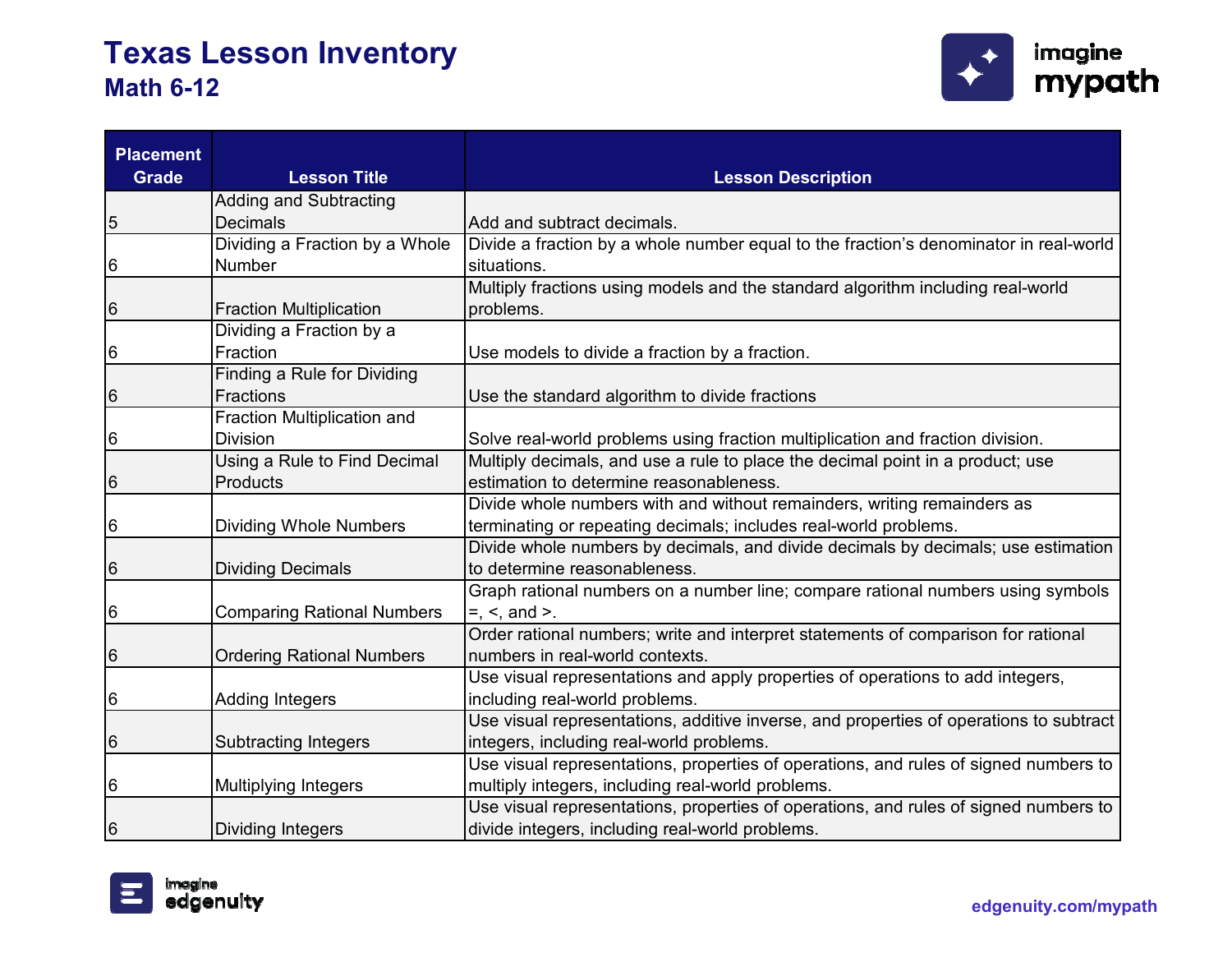# Texas Lesson Inventory

## Math 6-12

| Placement Grade | Lesson Title | Lesson Description |
|---|---|---|
| 5 | Adding and Subtracting Decimals | Add and subtract decimals. |
| 6 | Dividing a Fraction by a Whole Number | Divide a fraction by a whole number equal to the fraction's denominator in real-world situations. |
| 6 | Fraction Multiplication | Multiply fractions using models and the standard algorithm including real-world problems. |
| 6 | Dividing a Fraction by a Fraction | Use models to divide a fraction by a fraction. |
| 6 | Finding a Rule for Dividing Fractions | Use the standard algorithm to divide fractions |
| 6 | Fraction Multiplication and Division | Solve real-world problems using fraction multiplication and fraction division. |
| 6 | Using a Rule to Find Decimal Products | Multiply decimals, and use a rule to place the decimal point in a product; use estimation to determine reasonableness. |
| 6 | Dividing Whole Numbers | Divide whole numbers with and without remainders, writing remainders as terminating or repeating decimals; includes real-world problems. |
| 6 | Dividing Decimals | Divide whole numbers by decimals, and divide decimals by decimals; use estimation to determine reasonableness. |
| 6 | Comparing Rational Numbers | Graph rational numbers on a number line; compare rational numbers using symbols =, <, and >. |
| 6 | Ordering Rational Numbers | Order rational numbers; write and interpret statements of comparison for rational numbers in real-world contexts. |
| 6 | Adding Integers | Use visual representations and apply properties of operations to add integers, including real-world problems. |
| 6 | Subtracting Integers | Use visual representations, additive inverse, and properties of operations to subtract integers, including real-world problems. |
| 6 | Multiplying Integers | Use visual representations, properties of operations, and rules of signed numbers to multiply integers, including real-world problems. |
| 6 | Dividing Integers | Use visual representations, properties of operations, and rules of signed numbers to divide integers, including real-world problems. |

edgenuity.com/mypath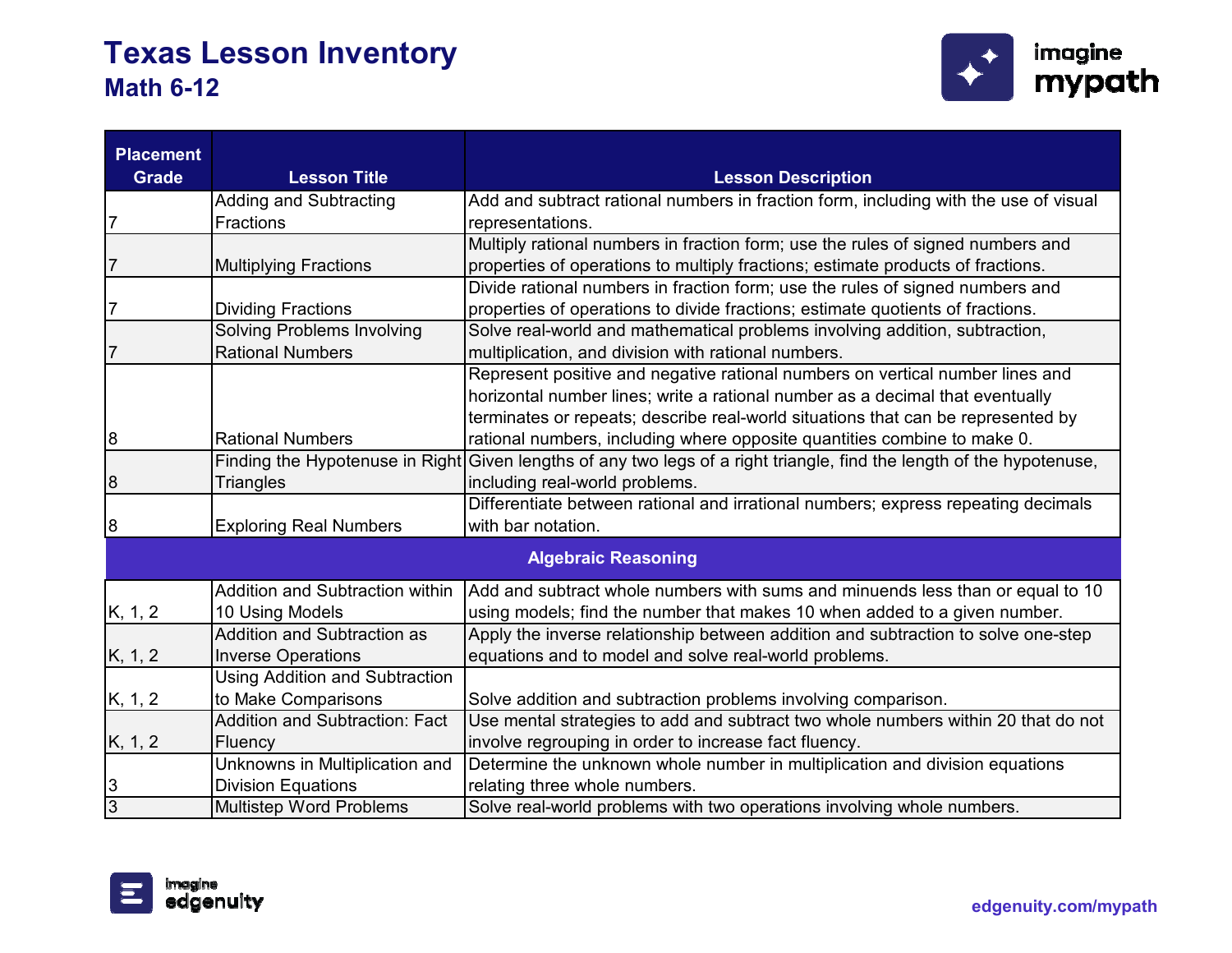# Texas Lesson Inventory

## Math 6-12

| Placement Grade | Lesson Title | Lesson Description |
|---|---|---|
| 7 | Adding and Subtracting Fractions | Add and subtract rational numbers in fraction form, including with the use of visual representations. |
| 7 | Multiplying Fractions | Multiply rational numbers in fraction form; use the rules of signed numbers and properties of operations to multiply fractions; estimate products of fractions. |
| 7 | Dividing Fractions | Divide rational numbers in fraction form; use the rules of signed numbers and properties of operations to divide fractions; estimate quotients of fractions. |
| 7 | Solving Problems Involving Rational Numbers | Solve real-world and mathematical problems involving addition, subtraction, multiplication, and division with rational numbers. |
| 8 | Rational Numbers | Represent positive and negative rational numbers on vertical number lines and horizontal number lines; write a rational number as a decimal that eventually terminates or repeats; describe real-world situations that can be represented by rational numbers, including where opposite quantities combine to make 0. |
| 8 | Finding the Hypotenuse in Right Triangles | Given lengths of any two legs of a right triangle, find the length of the hypotenuse, including real-world problems. |
| 8 | Exploring Real Numbers | Differentiate between rational and irrational numbers; express repeating decimals with bar notation. |
| **Algebraic Reasoning** | | |
| K, 1, 2 | Addition and Subtraction within 10 Using Models | Add and subtract whole numbers with sums and minuends less than or equal to 10 using models; find the number that makes 10 when added to a given number. |
| K, 1, 2 | Addition and Subtraction as Inverse Operations | Apply the inverse relationship between addition and subtraction to solve one-step equations and to model and solve real-world problems. |
| K, 1, 2 | Using Addition and Subtraction to Make Comparisons | Solve addition and subtraction problems involving comparison. |
| K, 1, 2 | Addition and Subtraction: Fact Fluency | Use mental strategies to add and subtract two whole numbers within 20 that do not involve regrouping in order to increase fact fluency. |
| 3 | Unknowns in Multiplication and Division Equations | Determine the unknown whole number in multiplication and division equations relating three whole numbers. |
| 3 | Multistep Word Problems | Solve real-world problems with two operations involving whole numbers. |

edgenuity.com/mypath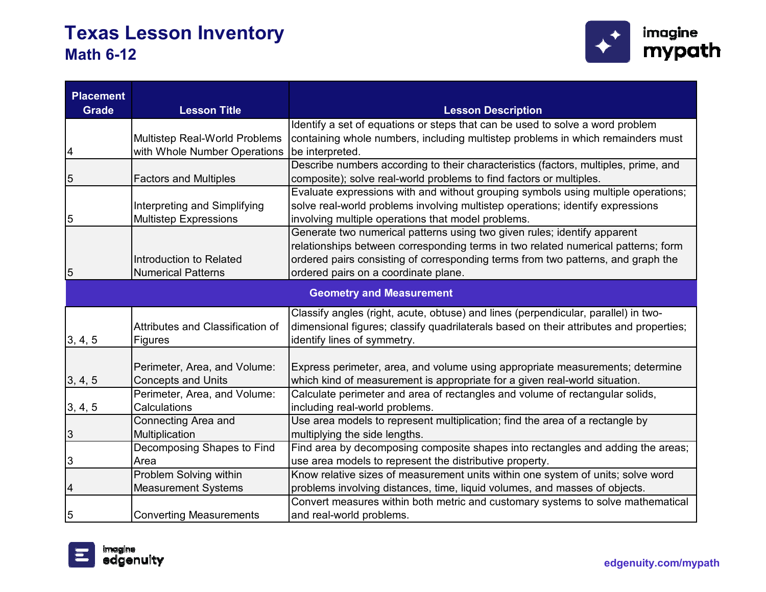# Texas Lesson Inventory
## Math 6-12

| Placement Grade | Lesson Title | Lesson Description |
|---|---|---|
| 4 | Multistep Real-World Problems with Whole Number Operations | Identify a set of equations or steps that can be used to solve a word problem containing whole numbers, including multistep problems in which remainders must be interpreted. |
| 5 | Factors and Multiples | Describe numbers according to their characteristics (factors, multiples, prime, and composite); solve real-world problems to find factors or multiples. |
| 5 | Interpreting and Simplifying Multistep Expressions | Evaluate expressions with and without grouping symbols using multiple operations; solve real-world problems involving multistep operations; identify expressions involving multiple operations that model problems. |
| 5 | Introduction to Related Numerical Patterns | Generate two numerical patterns using two given rules; identify apparent relationships between corresponding terms in two related numerical patterns; form ordered pairs consisting of corresponding terms from two patterns, and graph the ordered pairs on a coordinate plane. |
| **Geometry and Measurement** | | |
| 3, 4, 5 | Attributes and Classification of Figures | Classify angles (right, acute, obtuse) and lines (perpendicular, parallel) in two-dimensional figures; classify quadrilaterals based on their attributes and properties; identify lines of symmetry. |
| 3, 4, 5 | Perimeter, Area, and Volume: Concepts and Units | Express perimeter, area, and volume using appropriate measurements; determine which kind of measurement is appropriate for a given real-world situation. |
| 3, 4, 5 | Perimeter, Area, and Volume: Calculations | Calculate perimeter and area of rectangles and volume of rectangular solids, including real-world problems. |
| 3 | Connecting Area and Multiplication | Use area models to represent multiplication; find the area of a rectangle by multiplying the side lengths. |
| 3 | Decomposing Shapes to Find Area | Find area by decomposing composite shapes into rectangles and adding the areas; use area models to represent the distributive property. |
| 4 | Problem Solving within Measurement Systems | Know relative sizes of measurement units within one system of units; solve word problems involving distances, time, liquid volumes, and masses of objects. |
| 5 | Converting Measurements | Convert measures within both metric and customary systems to solve mathematical and real-world problems. |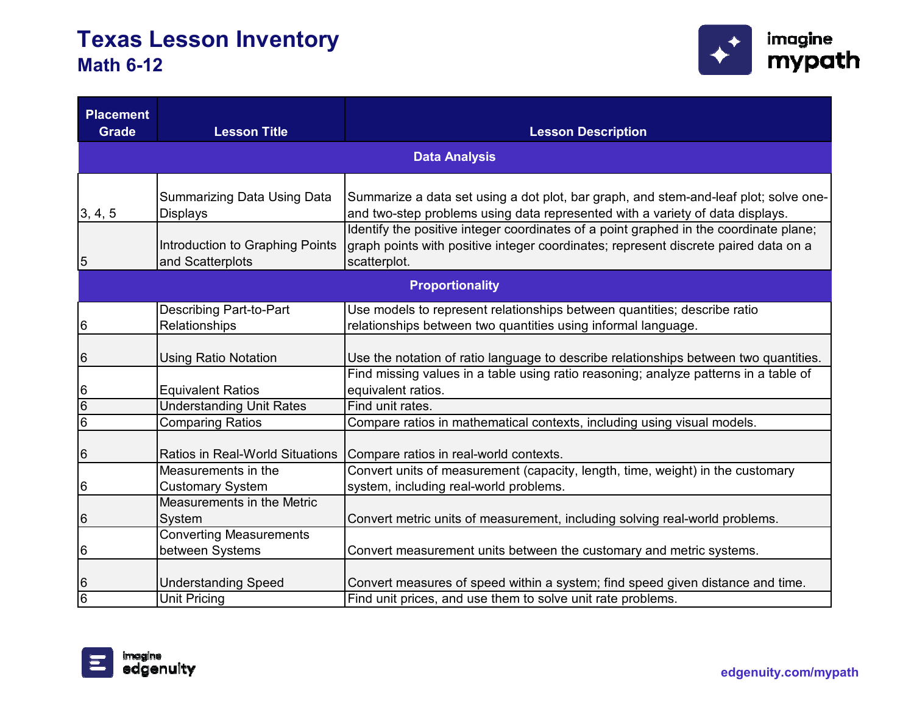# Texas Lesson Inventory
## Math 6-12

| Placement Grade | Lesson Title | Lesson Description |
|---|---|---|
| **Data Analysis** | | |
| 3, 4, 5 | Summarizing Data Using Data Displays | Summarize a data set using a dot plot, bar graph, and stem-and-leaf plot; solve one- and two-step problems using data represented with a variety of data displays. |
| 5 | Introduction to Graphing Points and Scatterplots | Identify the positive integer coordinates of a point graphed in the coordinate plane; graph points with positive integer coordinates; represent discrete paired data on a scatterplot. |
| **Proportionality** | | |
| 6 | Describing Part-to-Part Relationships | Use models to represent relationships between quantities; describe ratio relationships between two quantities using informal language. |
| 6 | Using Ratio Notation | Use the notation of ratio language to describe relationships between two quantities. |
| 6 | Equivalent Ratios | Find missing values in a table using ratio reasoning; analyze patterns in a table of equivalent ratios. |
| 6 | Understanding Unit Rates | Find unit rates. |
| 6 | Comparing Ratios | Compare ratios in mathematical contexts, including using visual models. |
| 6 | Ratios in Real-World Situations | Compare ratios in real-world contexts. |
| 6 | Measurements in the Customary System | Convert units of measurement (capacity, length, time, weight) in the customary system, including real-world problems. |
| 6 | Measurements in the Metric System | Convert metric units of measurement, including solving real-world problems. |
| 6 | Converting Measurements between Systems | Convert measurement units between the customary and metric systems. |
| 6 | Understanding Speed | Convert measures of speed within a system; find speed given distance and time. |
| 6 | Unit Pricing | Find unit prices, and use them to solve unit rate problems. |

edgenuity.com/mypath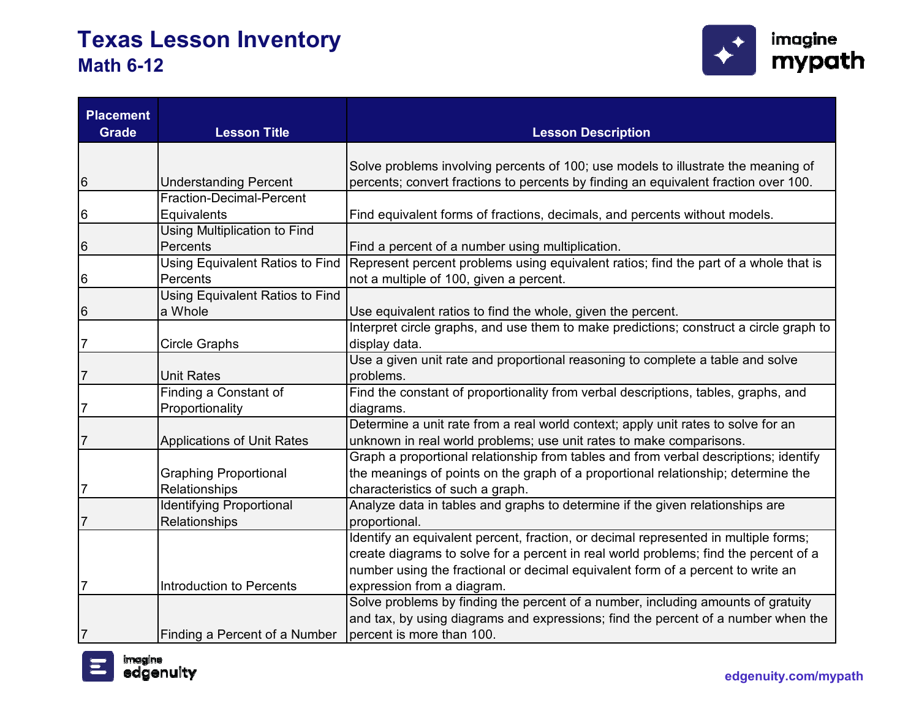# Texas Lesson Inventory
## Math 6-12

| Placement Grade | Lesson Title | Lesson Description |
|---|---|---|
| 6 | Understanding Percent | Solve problems involving percents of 100; use models to illustrate the meaning of percents; convert fractions to percents by finding an equivalent fraction over 100. |
| 6 | Fraction-Decimal-Percent Equivalents | Find equivalent forms of fractions, decimals, and percents without models. |
| 6 | Using Multiplication to Find Percents | Find a percent of a number using multiplication. |
| 6 | Using Equivalent Ratios to Find Percents | Represent percent problems using equivalent ratios; find the part of a whole that is not a multiple of 100, given a percent. |
| 6 | Using Equivalent Ratios to Find a Whole | Use equivalent ratios to find the whole, given the percent. |
| 7 | Circle Graphs | Interpret circle graphs, and use them to make predictions; construct a circle graph to display data. |
| 7 | Unit Rates | Use a given unit rate and proportional reasoning to complete a table and solve problems. |
| 7 | Finding a Constant of Proportionality | Find the constant of proportionality from verbal descriptions, tables, graphs, and diagrams. |
| 7 | Applications of Unit Rates | Determine a unit rate from a real world context; apply unit rates to solve for an unknown in real world problems; use unit rates to make comparisons. |
| 7 | Graphing Proportional Relationships | Graph a proportional relationship from tables and from verbal descriptions; identify the meanings of points on the graph of a proportional relationship; determine the characteristics of such a graph. |
| 7 | Identifying Proportional Relationships | Analyze data in tables and graphs to determine if the given relationships are proportional. |
| 7 | Introduction to Percents | Identify an equivalent percent, fraction, or decimal represented in multiple forms; create diagrams to solve for a percent in real world problems; find the percent of a number using the fractional or decimal equivalent form of a percent to write an expression from a diagram. |
| 7 | Finding a Percent of a Number | Solve problems by finding the percent of a number, including amounts of gratuity and tax, by using diagrams and expressions; find the percent of a number when the percent is more than 100. |

edgenuity.com/mypath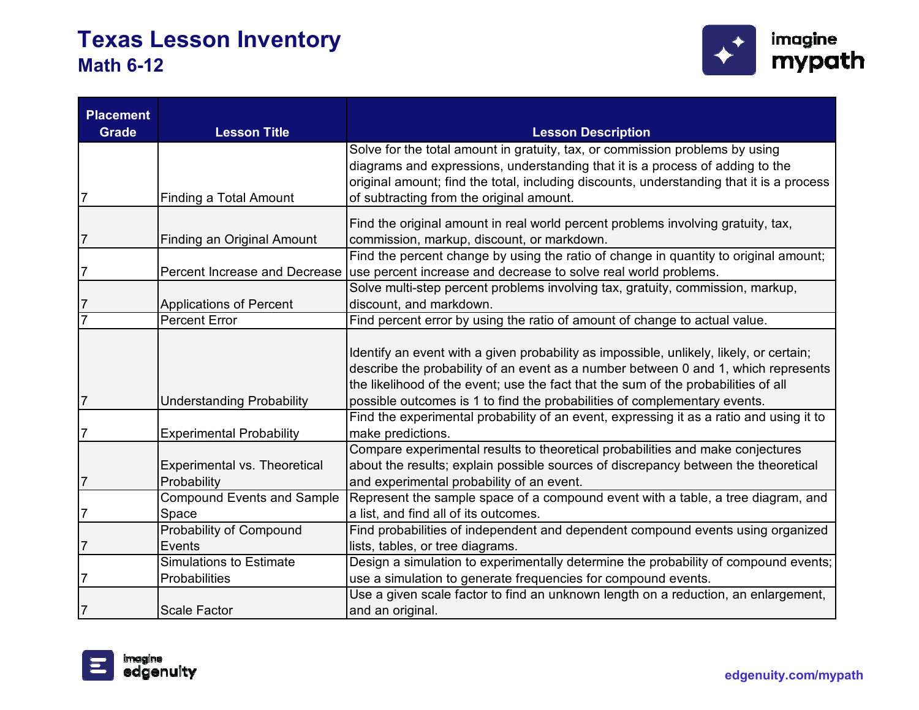# Texas Lesson Inventory
## Math 6-12

| Placement Grade | Lesson Title | Lesson Description |
|---|---|---|
| 7 | Finding a Total Amount | Solve for the total amount in gratuity, tax, or commission problems by using diagrams and expressions, understanding that it is a process of adding to the original amount; find the total, including discounts, understanding that it is a process of subtracting from the original amount. |
| 7 | Finding an Original Amount | Find the original amount in real world percent problems involving gratuity, tax, commission, markup, discount, or markdown. |
| 7 | Percent Increase and Decrease | Find the percent change by using the ratio of change in quantity to original amount; use percent increase and decrease to solve real world problems. |
| 7 | Applications of Percent | Solve multi-step percent problems involving tax, gratuity, commission, markup, discount, and markdown. |
| 7 | Percent Error | Find percent error by using the ratio of amount of change to actual value. |
| 7 | Understanding Probability | Identify an event with a given probability as impossible, unlikely, likely, or certain; describe the probability of an event as a number between 0 and 1, which represents the likelihood of the event; use the fact that the sum of the probabilities of all possible outcomes is 1 to find the probabilities of complementary events. |
| 7 | Experimental Probability | Find the experimental probability of an event, expressing it as a ratio and using it to make predictions. |
| 7 | Experimental vs. Theoretical Probability | Compare experimental results to theoretical probabilities and make conjectures about the results; explain possible sources of discrepancy between the theoretical and experimental probability of an event. |
| 7 | Compound Events and Sample Space | Represent the sample space of a compound event with a table, a tree diagram, and a list, and find all of its outcomes. |
| 7 | Probability of Compound Events | Find probabilities of independent and dependent compound events using organized lists, tables, or tree diagrams. |
| 7 | Simulations to Estimate Probabilities | Design a simulation to experimentally determine the probability of compound events; use a simulation to generate frequencies for compound events. |
| 7 | Scale Factor | Use a given scale factor to find an unknown length on a reduction, an enlargement, and an original. |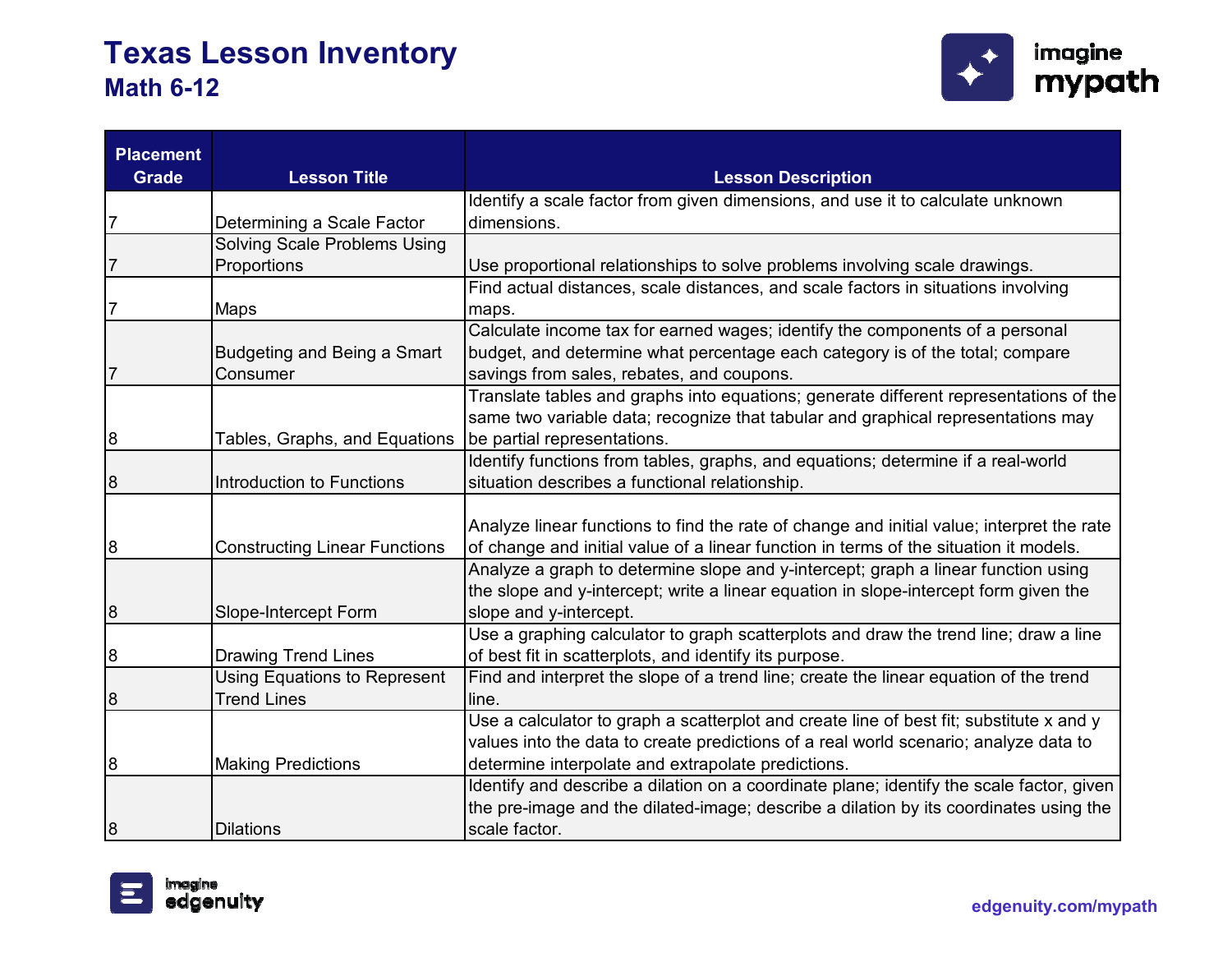# Texas Lesson Inventory

## Math 6-12

| Placement Grade | Lesson Title | Lesson Description |
|---|---|---|
| 7 | Determining a Scale Factor | Identify a scale factor from given dimensions, and use it to calculate unknown dimensions. |
| 7 | Solving Scale Problems Using Proportions | Use proportional relationships to solve problems involving scale drawings. |
| 7 | Maps | Find actual distances, scale distances, and scale factors in situations involving maps. |
| 7 | Budgeting and Being a Smart Consumer | Calculate income tax for earned wages; identify the components of a personal budget, and determine what percentage each category is of the total; compare savings from sales, rebates, and coupons. |
| 8 | Tables, Graphs, and Equations | Translate tables and graphs into equations; generate different representations of the same two variable data; recognize that tabular and graphical representations may be partial representations. |
| 8 | Introduction to Functions | Identify functions from tables, graphs, and equations; determine if a real-world situation describes a functional relationship. |
| 8 | Constructing Linear Functions | Analyze linear functions to find the rate of change and initial value; interpret the rate of change and initial value of a linear function in terms of the situation it models. |
| 8 | Slope-Intercept Form | Analyze a graph to determine slope and y-intercept; graph a linear function using the slope and y-intercept; write a linear equation in slope-intercept form given the slope and y-intercept. |
| 8 | Drawing Trend Lines | Use a graphing calculator to graph scatterplots and draw the trend line; draw a line of best fit in scatterplots, and identify its purpose. |
| 8 | Using Equations to Represent Trend Lines | Find and interpret the slope of a trend line; create the linear equation of the trend line. |
| 8 | Making Predictions | Use a calculator to graph a scatterplot and create line of best fit; substitute x and y values into the data to create predictions of a real world scenario; analyze data to determine interpolate and extrapolate predictions. |
| 8 | Dilations | Identify and describe a dilation on a coordinate plane; identify the scale factor, given the pre-image and the dilated-image; describe a dilation by its coordinates using the scale factor. |

edgenuity.com/mypath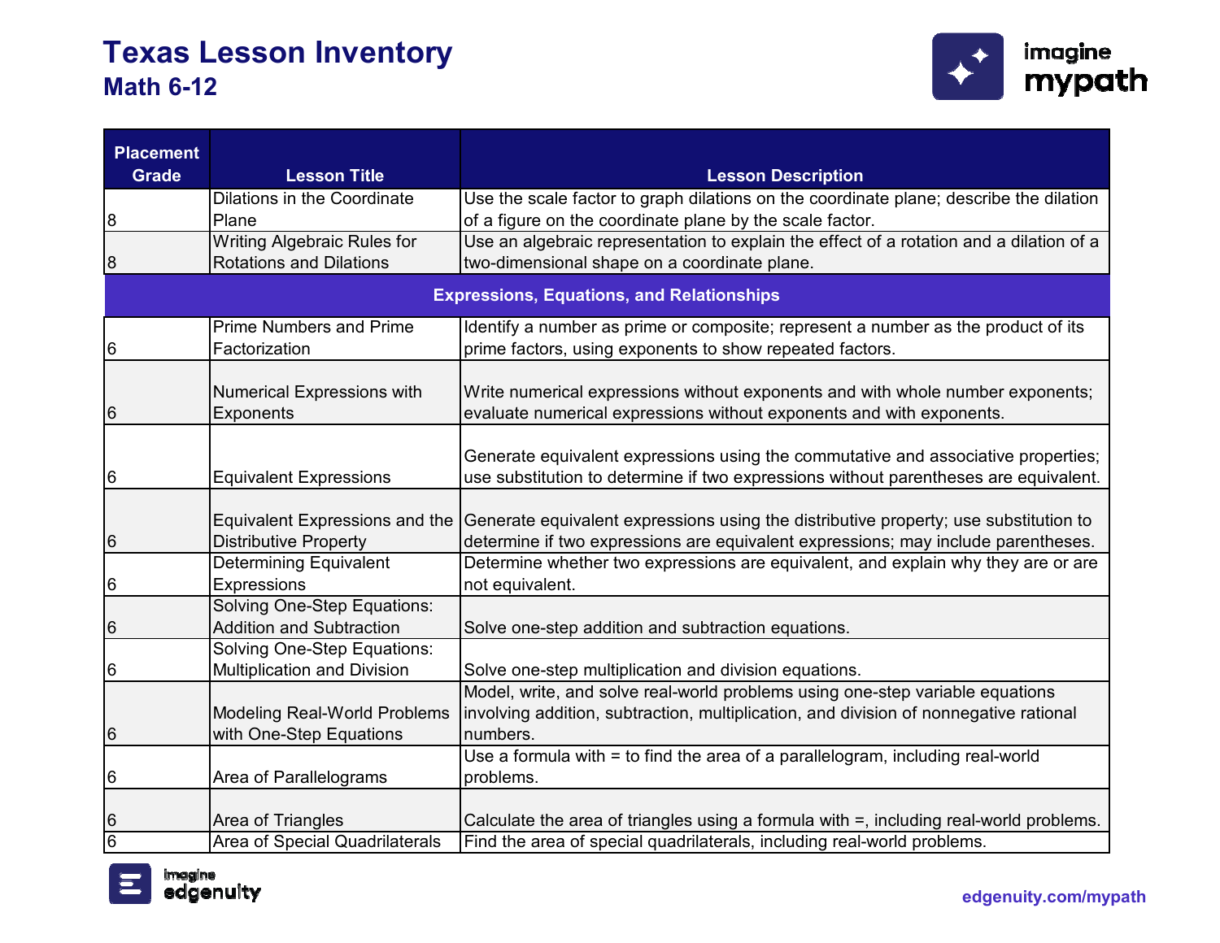# Texas Lesson Inventory
## Math 6-12

| Placement Grade | Lesson Title | Lesson Description |
|---|---|---|
| 8 | Dilations in the Coordinate Plane | Use the scale factor to graph dilations on the coordinate plane; describe the dilation of a figure on the coordinate plane by the scale factor. |
| 8 | Writing Algebraic Rules for Rotations and Dilations | Use an algebraic representation to explain the effect of a rotation and a dilation of a two-dimensional shape on a coordinate plane. |
| | **Expressions, Equations, and Relationships** | |
| 6 | Prime Numbers and Prime Factorization | Identify a number as prime or composite; represent a number as the product of its prime factors, using exponents to show repeated factors. |
| 6 | Numerical Expressions with Exponents | Write numerical expressions without exponents and with whole number exponents; evaluate numerical expressions without exponents and with exponents. |
| 6 | Equivalent Expressions | Generate equivalent expressions using the commutative and associative properties; use substitution to determine if two expressions without parentheses are equivalent. |
| 6 | Equivalent Expressions and the Distributive Property | Generate equivalent expressions using the distributive property; use substitution to determine if two expressions are equivalent expressions; may include parentheses. |
| 6 | Determining Equivalent Expressions | Determine whether two expressions are equivalent, and explain why they are or are not equivalent. |
| 6 | Solving One-Step Equations: Addition and Subtraction | Solve one-step addition and subtraction equations. |
| 6 | Solving One-Step Equations: Multiplication and Division | Solve one-step multiplication and division equations. |
| 6 | Modeling Real-World Problems with One-Step Equations | Model, write, and solve real-world problems using one-step variable equations involving addition, subtraction, multiplication, and division of nonnegative rational numbers. |
| 6 | Area of Parallelograms | Use a formula with = to find the area of a parallelogram, including real-world problems. |
| 6 | Area of Triangles | Calculate the area of triangles using a formula with =, including real-world problems. |
| 6 | Area of Special Quadrilaterals | Find the area of special quadrilaterals, including real-world problems. |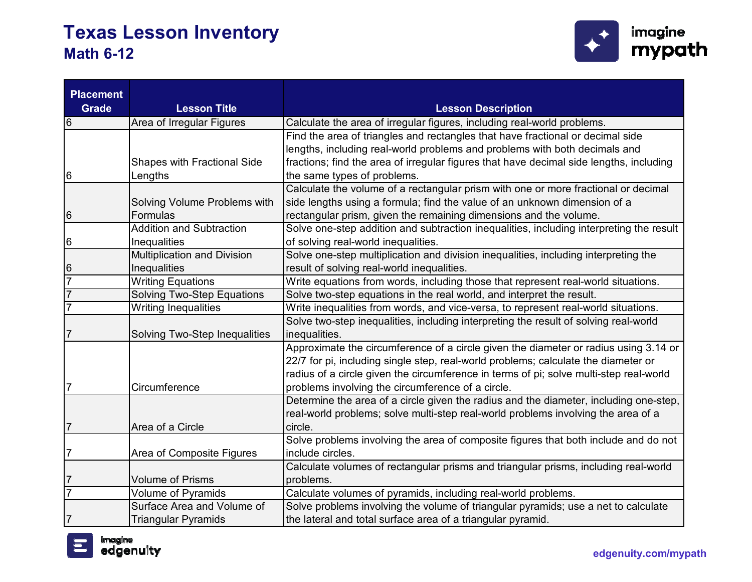# Texas Lesson Inventory

## Math 6-12

| Placement Grade | Lesson Title | Lesson Description |
|---|---|---|
| 6 | Area of Irregular Figures | Calculate the area of irregular figures, including real-world problems. |
| 6 | Shapes with Fractional Side Lengths | Find the area of triangles and rectangles that have fractional or decimal side lengths, including real-world problems and problems with both decimals and fractions; find the area of irregular figures that have decimal side lengths, including the same types of problems. |
| 6 | Solving Volume Problems with Formulas | Calculate the volume of a rectangular prism with one or more fractional or decimal side lengths using a formula; find the value of an unknown dimension of a rectangular prism, given the remaining dimensions and the volume. |
| 6 | Addition and Subtraction Inequalities | Solve one-step addition and subtraction inequalities, including interpreting the result of solving real-world inequalities. |
| 6 | Multiplication and Division Inequalities | Solve one-step multiplication and division inequalities, including interpreting the result of solving real-world inequalities. |
| 7 | Writing Equations | Write equations from words, including those that represent real-world situations. |
| 7 | Solving Two-Step Equations | Solve two-step equations in the real world, and interpret the result. |
| 7 | Writing Inequalities | Write inequalities from words, and vice-versa, to represent real-world situations. |
| 7 | Solving Two-Step Inequalities | Solve two-step inequalities, including interpreting the result of solving real-world inequalities. |
| 7 | Circumference | Approximate the circumference of a circle given the diameter or radius using 3.14 or 22/7 for pi, including single step, real-world problems; calculate the diameter or radius of a circle given the circumference in terms of pi; solve multi-step real-world problems involving the circumference of a circle. |
| 7 | Area of a Circle | Determine the area of a circle given the radius and the diameter, including one-step, real-world problems; solve multi-step real-world problems involving the area of a circle. |
| 7 | Area of Composite Figures | Solve problems involving the area of composite figures that both include and do not include circles. |
| 7 | Volume of Prisms | Calculate volumes of rectangular prisms and triangular prisms, including real-world problems. |
| 7 | Volume of Pyramids | Calculate volumes of pyramids, including real-world problems. |
| 7 | Surface Area and Volume of Triangular Pyramids | Solve problems involving the volume of triangular pyramids; use a net to calculate the lateral and total surface area of a triangular pyramid. |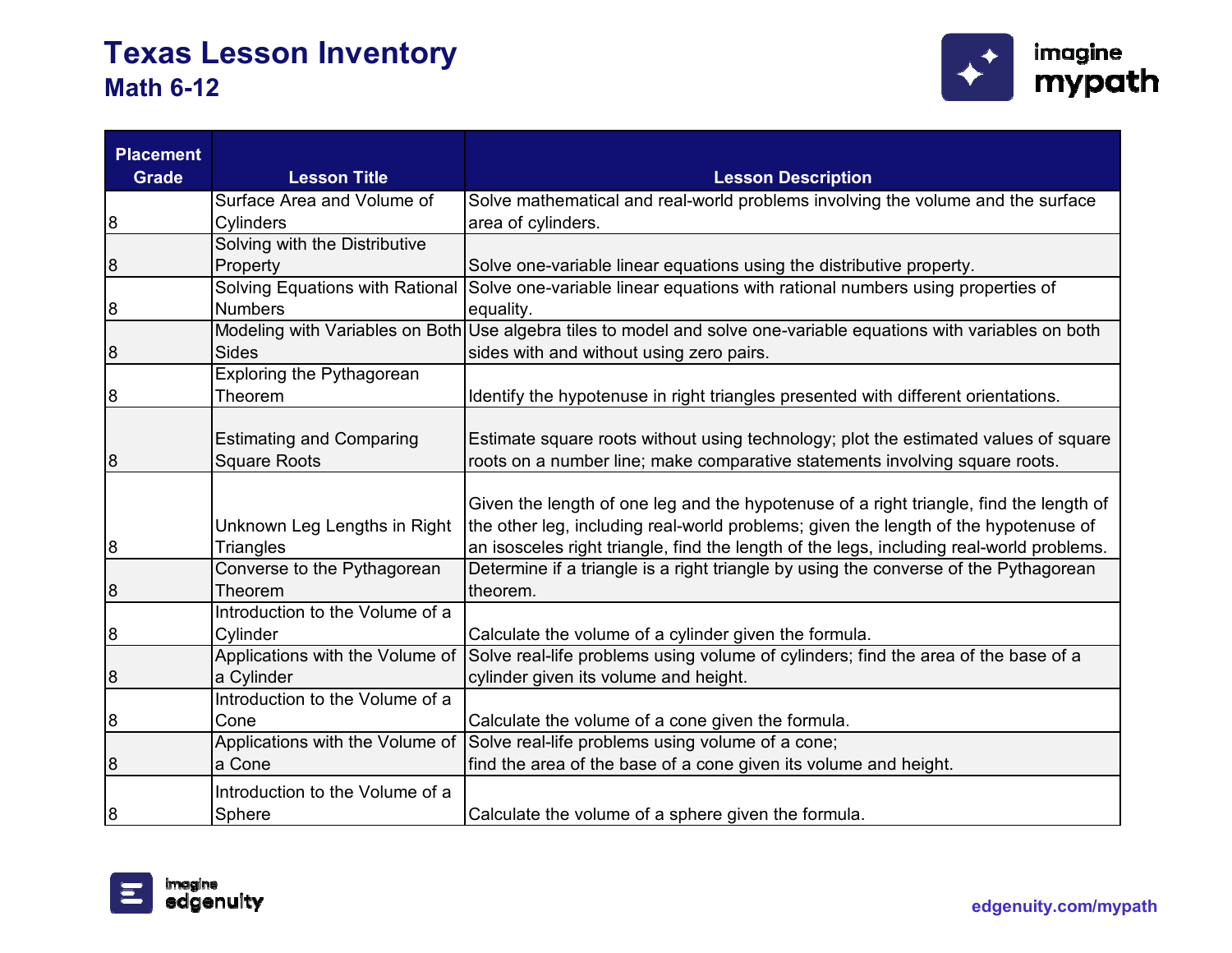# Texas Lesson Inventory

## Math 6-12

| Placement Grade | Lesson Title | Lesson Description |
|---|---|---|
| 8 | Surface Area and Volume of Cylinders | Solve mathematical and real-world problems involving the volume and the surface area of cylinders. |
| 8 | Solving with the Distributive Property | Solve one-variable linear equations using the distributive property. |
| 8 | Solving Equations with Rational Numbers | Solve one-variable linear equations with rational numbers using properties of equality. |
| 8 | Modeling with Variables on Both Sides | Use algebra tiles to model and solve one-variable equations with variables on both sides with and without using zero pairs. |
| 8 | Exploring the Pythagorean Theorem | Identify the hypotenuse in right triangles presented with different orientations. |
| 8 | Estimating and Comparing Square Roots | Estimate square roots without using technology; plot the estimated values of square roots on a number line; make comparative statements involving square roots. |
| 8 | Unknown Leg Lengths in Right Triangles | Given the length of one leg and the hypotenuse of a right triangle, find the length of the other leg, including real-world problems; given the length of the hypotenuse of an isosceles right triangle, find the length of the legs, including real-world problems. |
| 8 | Converse to the Pythagorean Theorem | Determine if a triangle is a right triangle by using the converse of the Pythagorean theorem. |
| 8 | Introduction to the Volume of a Cylinder | Calculate the volume of a cylinder given the formula. |
| 8 | Applications with the Volume of a Cylinder | Solve real-life problems using volume of cylinders; find the area of the base of a cylinder given its volume and height. |
| 8 | Introduction to the Volume of a Cone | Calculate the volume of a cone given the formula. |
| 8 | Applications with the Volume of a Cone | Solve real-life problems using volume of a cone; find the area of the base of a cone given its volume and height. |
| 8 | Introduction to the Volume of a Sphere | Calculate the volume of a sphere given the formula. |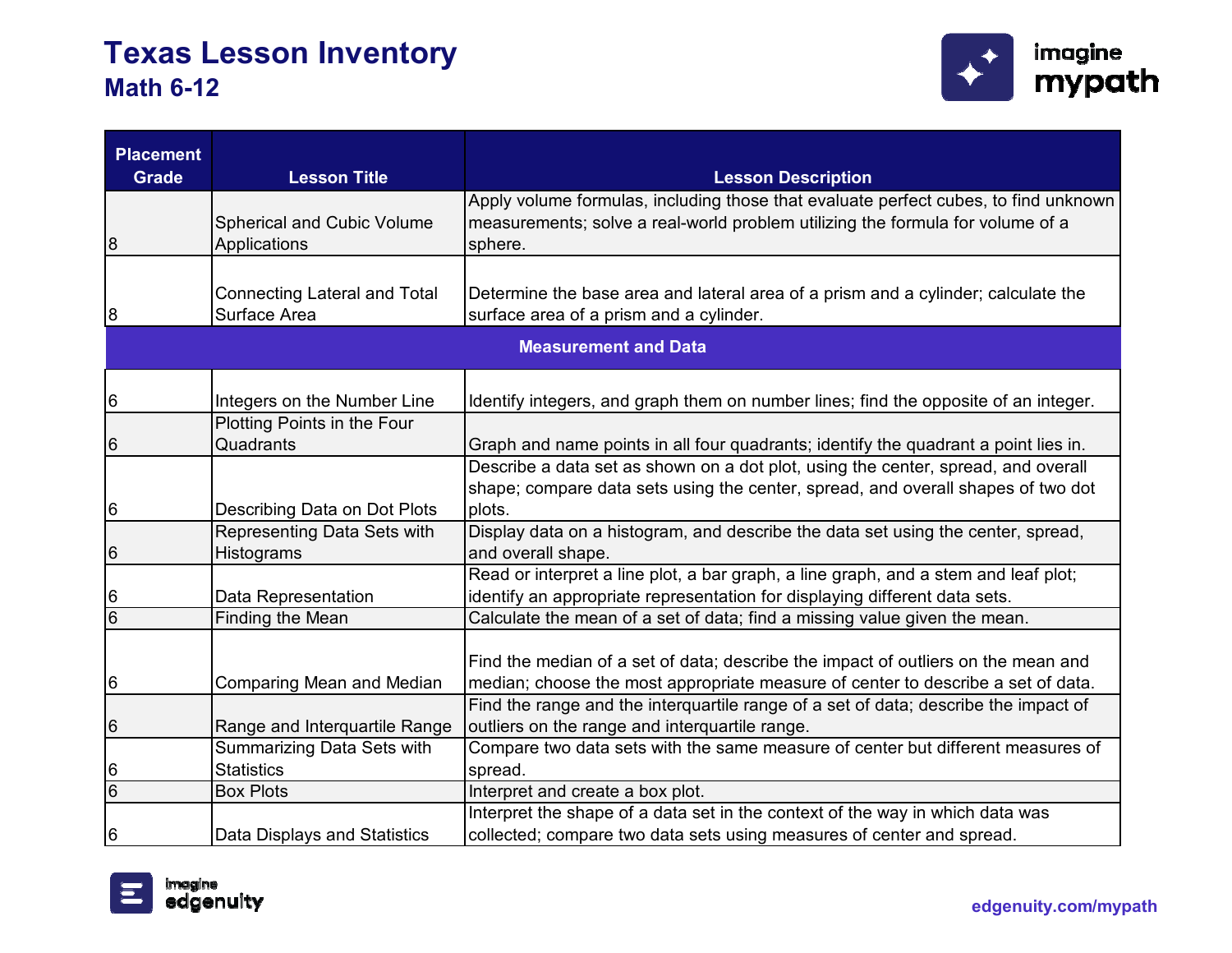# Texas Lesson Inventory

## Math 6-12

| Placement Grade | Lesson Title | Lesson Description |
|---|---|---|
| 8 | Spherical and Cubic Volume Applications | Apply volume formulas, including those that evaluate perfect cubes, to find unknown measurements; solve a real-world problem utilizing the formula for volume of a sphere. |
| 8 | Connecting Lateral and Total Surface Area | Determine the base area and lateral area of a prism and a cylinder; calculate the surface area of a prism and a cylinder. |
| **Measurement and Data** | | |
| 6 | Integers on the Number Line | Identify integers, and graph them on number lines; find the opposite of an integer. |
| 6 | Plotting Points in the Four Quadrants | Graph and name points in all four quadrants; identify the quadrant a point lies in. |
| 6 | Describing Data on Dot Plots | Describe a data set as shown on a dot plot, using the center, spread, and overall shape; compare data sets using the center, spread, and overall shapes of two dot plots. |
| 6 | Representing Data Sets with Histograms | Display data on a histogram, and describe the data set using the center, spread, and overall shape. |
| 6 | Data Representation | Read or interpret a line plot, a bar graph, a line graph, and a stem and leaf plot; identify an appropriate representation for displaying different data sets. |
| 6 | Finding the Mean | Calculate the mean of a set of data; find a missing value given the mean. |
| 6 | Comparing Mean and Median | Find the median of a set of data; describe the impact of outliers on the mean and median; choose the most appropriate measure of center to describe a set of data. |
| 6 | Range and Interquartile Range | Find the range and the interquartile range of a set of data; describe the impact of outliers on the range and interquartile range. |
| 6 | Summarizing Data Sets with Statistics | Compare two data sets with the same measure of center but different measures of spread. |
| 6 | Box Plots | Interpret and create a box plot. |
| 6 | Data Displays and Statistics | Interpret the shape of a data set in the context of the way in which data was collected; compare two data sets using measures of center and spread. |

edgenuity.com/mypath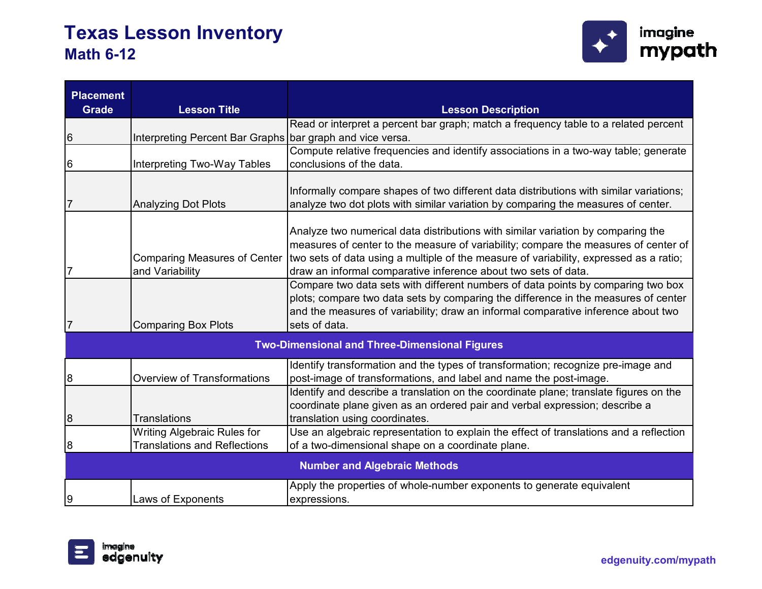# Texas Lesson Inventory

## Math 6-12

| Placement Grade | Lesson Title | Lesson Description |
|---|---|---|
| 6 | Interpreting Percent Bar Graphs | Read or interpret a percent bar graph; match a frequency table to a related percent bar graph and vice versa. |
| 6 | Interpreting Two-Way Tables | Compute relative frequencies and identify associations in a two-way table; generate conclusions of the data. |
| 7 | Analyzing Dot Plots | Informally compare shapes of two different data distributions with similar variations; analyze two dot plots with similar variation by comparing the measures of center. |
| 7 | Comparing Measures of Center and Variability | Analyze two numerical data distributions with similar variation by comparing the measures of center to the measure of variability; compare the measures of center of two sets of data using a multiple of the measure of variability, expressed as a ratio; draw an informal comparative inference about two sets of data. |
| 7 | Comparing Box Plots | Compare two data sets with different numbers of data points by comparing two box plots; compare two data sets by comparing the difference in the measures of center and the measures of variability; draw an informal comparative inference about two sets of data. |
| **Two-Dimensional and Three-Dimensional Figures** | | |
| 8 | Overview of Transformations | Identify transformation and the types of transformation; recognize pre-image and post-image of transformations, and label and name the post-image. |
| 8 | Translations | Identify and describe a translation on the coordinate plane; translate figures on the coordinate plane given as an ordered pair and verbal expression; describe a translation using coordinates. |
| 8 | Writing Algebraic Rules for Translations and Reflections | Use an algebraic representation to explain the effect of translations and a reflection of a two-dimensional shape on a coordinate plane. |
| **Number and Algebraic Methods** | | |
| 9 | Laws of Exponents | Apply the properties of whole-number exponents to generate equivalent expressions. |

edgenuity.com/mypath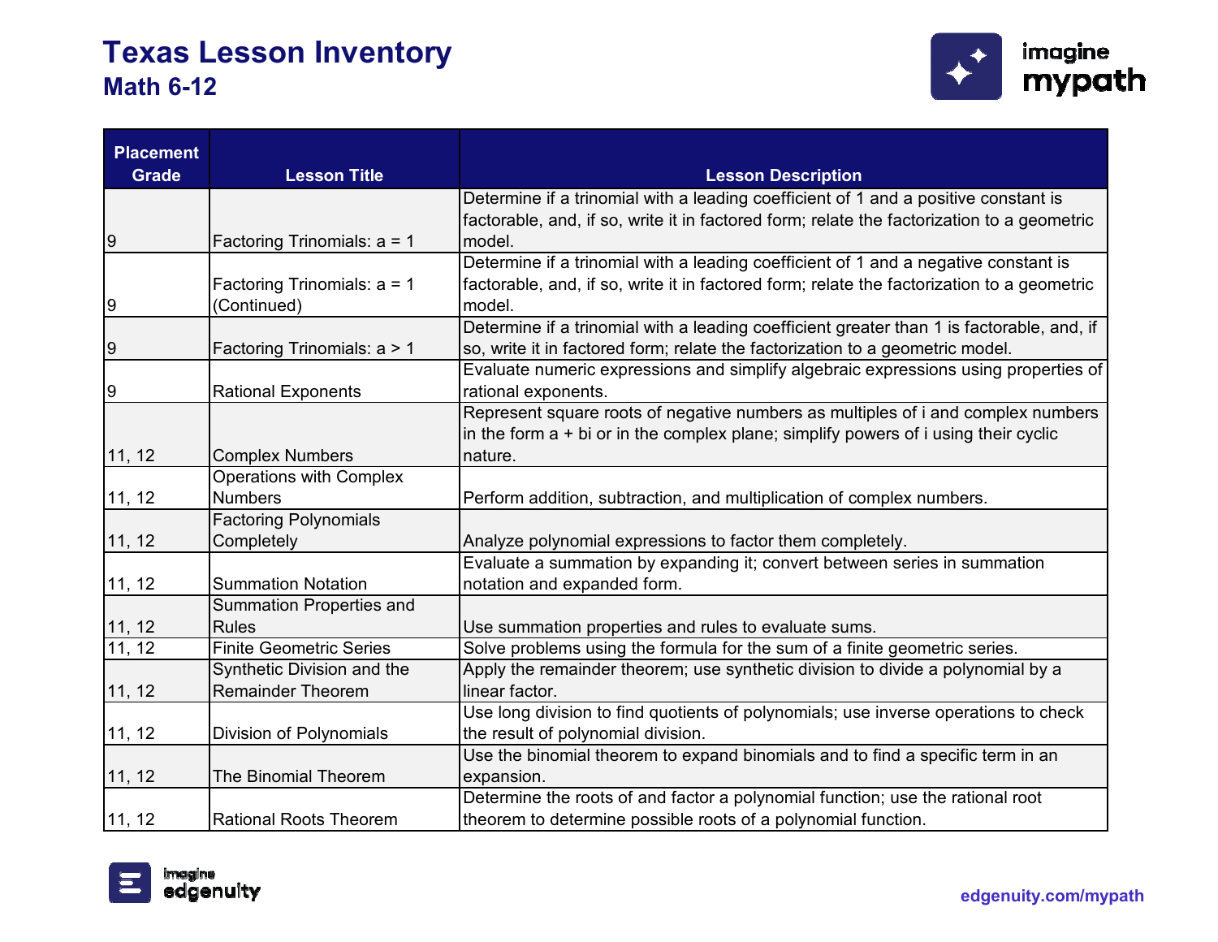# Texas Lesson Inventory
## Math 6-12

| Placement Grade | Lesson Title | Lesson Description |
|---|---|---|
| 9 | Factoring Trinomials: a = 1 | Determine if a trinomial with a leading coefficient of 1 and a positive constant is factorable, and, if so, write it in factored form; relate the factorization to a geometric model. |
| 9 | Factoring Trinomials: a = 1 (Continued) | Determine if a trinomial with a leading coefficient of 1 and a negative constant is factorable, and, if so, write it in factored form; relate the factorization to a geometric model. |
| 9 | Factoring Trinomials: a > 1 | Determine if a trinomial with a leading coefficient greater than 1 is factorable, and, if so, write it in factored form; relate the factorization to a geometric model. |
| 9 | Rational Exponents | Evaluate numeric expressions and simplify algebraic expressions using properties of rational exponents. |
| 11, 12 | Complex Numbers | Represent square roots of negative numbers as multiples of i and complex numbers in the form a + bi or in the complex plane; simplify powers of i using their cyclic nature. |
| 11, 12 | Operations with Complex Numbers | Perform addition, subtraction, and multiplication of complex numbers. |
| 11, 12 | Factoring Polynomials Completely | Analyze polynomial expressions to factor them completely. |
| 11, 12 | Summation Notation | Evaluate a summation by expanding it; convert between series in summation notation and expanded form. |
| 11, 12 | Summation Properties and Rules | Use summation properties and rules to evaluate sums. |
| 11, 12 | Finite Geometric Series | Solve problems using the formula for the sum of a finite geometric series. |
| 11, 12 | Synthetic Division and the Remainder Theorem | Apply the remainder theorem; use synthetic division to divide a polynomial by a linear factor. |
| 11, 12 | Division of Polynomials | Use long division to find quotients of polynomials; use inverse operations to check the result of polynomial division. |
| 11, 12 | The Binomial Theorem | Use the binomial theorem to expand binomials and to find a specific term in an expansion. |
| 11, 12 | Rational Roots Theorem | Determine the roots of and factor a polynomial function; use the rational root theorem to determine possible roots of a polynomial function. |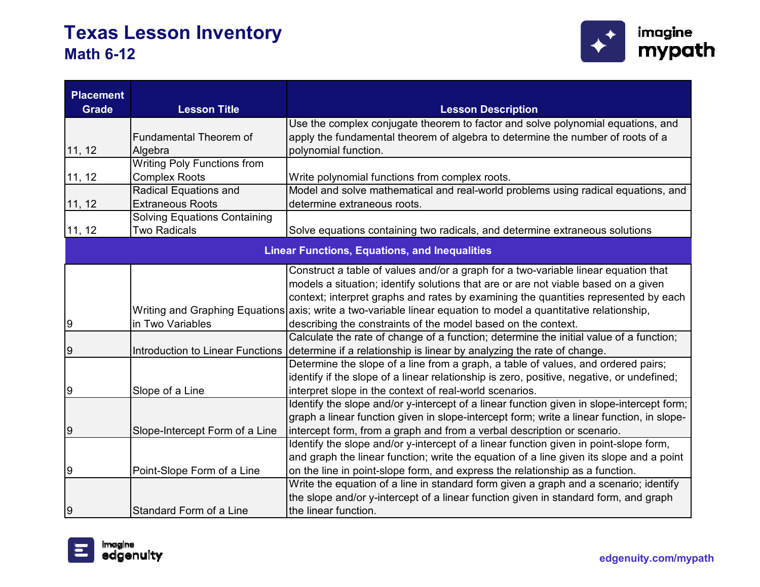# Texas Lesson Inventory

## Math 6-12

| Placement Grade | Lesson Title | Lesson Description |
|---|---|---|
| 11, 12 | Fundamental Theorem of Algebra | Use the complex conjugate theorem to factor and solve polynomial equations, and apply the fundamental theorem of algebra to determine the number of roots of a polynomial function. |
| 11, 12 | Writing Poly Functions from Complex Roots | Write polynomial functions from complex roots. |
| 11, 12 | Radical Equations and Extraneous Roots | Model and solve mathematical and real-world problems using radical equations, and determine extraneous roots. |
| 11, 12 | Solving Equations Containing Two Radicals | Solve equations containing two radicals, and determine extraneous solutions |
| **Linear Functions, Equations, and Inequalities** | | |
| 9 | Writing and Graphing Equations in Two Variables | Construct a table of values and/or a graph for a two-variable linear equation that models a situation; identify solutions that are or are not viable based on a given context; interpret graphs and rates by examining the quantities represented by each axis; write a two-variable linear equation to model a quantitative relationship, describing the constraints of the model based on the context. |
| 9 | Introduction to Linear Functions | Calculate the rate of change of a function; determine the initial value of a function; determine if a relationship is linear by analyzing the rate of change. |
| 9 | Slope of a Line | Determine the slope of a line from a graph, a table of values, and ordered pairs; identify if the slope of a linear relationship is zero, positive, negative, or undefined; interpret slope in the context of real-world scenarios. |
| 9 | Slope-Intercept Form of a Line | Identify the slope and/or y-intercept of a linear function given in slope-intercept form; graph a linear function given in slope-intercept form; write a linear function, in slope-intercept form, from a graph and from a verbal description or scenario. |
| 9 | Point-Slope Form of a Line | Identify the slope and/or y-intercept of a linear function given in point-slope form, and graph the linear function; write the equation of a line given its slope and a point on the line in point-slope form, and express the relationship as a function. |
| 9 | Standard Form of a Line | Write the equation of a line in standard form given a graph and a scenario; identify the slope and/or y-intercept of a linear function given in standard form, and graph the linear function. |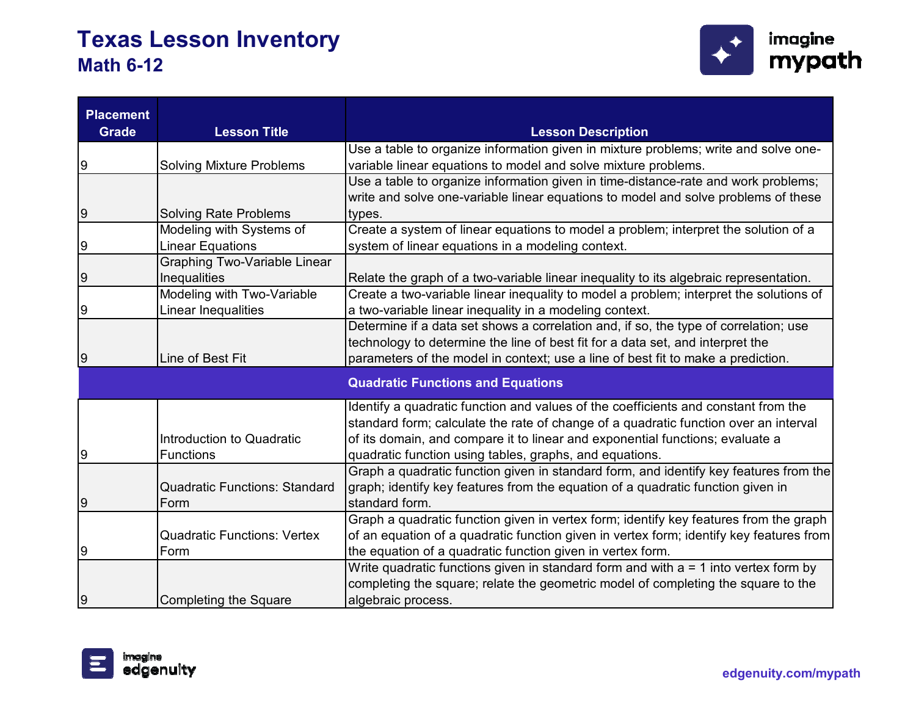# Texas Lesson Inventory

## Math 6-12

| Placement Grade | Lesson Title | Lesson Description |
|---|---|---|
| 9 | Solving Mixture Problems | Use a table to organize information given in mixture problems; write and solve one-variable linear equations to model and solve mixture problems. |
| 9 | Solving Rate Problems | Use a table to organize information given in time-distance-rate and work problems; write and solve one-variable linear equations to model and solve problems of these types. |
| 9 | Modeling with Systems of Linear Equations | Create a system of linear equations to model a problem; interpret the solution of a system of linear equations in a modeling context. |
| 9 | Graphing Two-Variable Linear Inequalities | Relate the graph of a two-variable linear inequality to its algebraic representation. |
| 9 | Modeling with Two-Variable Linear Inequalities | Create a two-variable linear inequality to model a problem; interpret the solutions of a two-variable linear inequality in a modeling context. |
| 9 | Line of Best Fit | Determine if a data set shows a correlation and, if so, the type of correlation; use technology to determine the line of best fit for a data set, and interpret the parameters of the model in context; use a line of best fit to make a prediction. |
| | | **Quadratic Functions and Equations** |
| 9 | Introduction to Quadratic Functions | Identify a quadratic function and values of the coefficients and constant from the standard form; calculate the rate of change of a quadratic function over an interval of its domain, and compare it to linear and exponential functions; evaluate a quadratic function using tables, graphs, and equations. |
| 9 | Quadratic Functions: Standard Form | Graph a quadratic function given in standard form, and identify key features from the graph; identify key features from the equation of a quadratic function given in standard form. |
| 9 | Quadratic Functions: Vertex Form | Graph a quadratic function given in vertex form; identify key features from the graph of an equation of a quadratic function given in vertex form; identify key features from the equation of a quadratic function given in vertex form. |
| 9 | Completing the Square | Write quadratic functions given in standard form and with $a = 1$ into vertex form by completing the square; relate the geometric model of completing the square to the algebraic process. |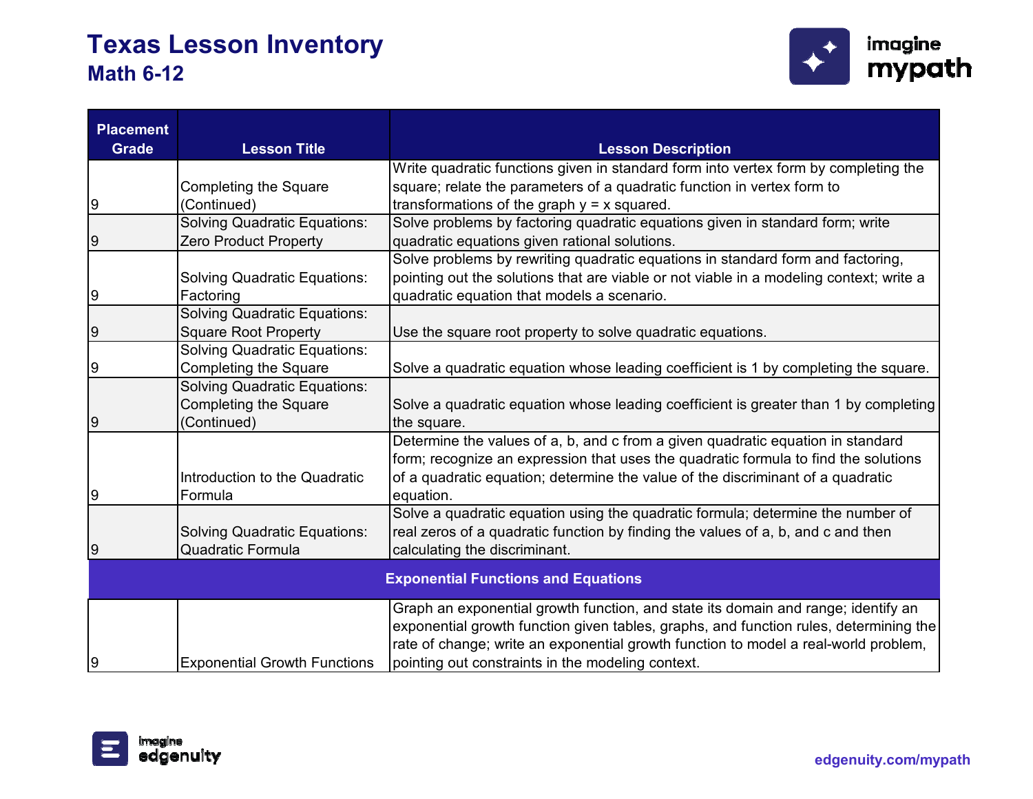# Texas Lesson Inventory

## Math 6-12

| Placement Grade | Lesson Title | Lesson Description |
|---|---|---|
| 9 | Completing the Square (Continued) | Write quadratic functions given in standard form into vertex form by completing the square; relate the parameters of a quadratic function in vertex form to transformations of the graph y = x squared. |
| 9 | Solving Quadratic Equations: Zero Product Property | Solve problems by factoring quadratic equations given in standard form; write quadratic equations given rational solutions. |
| 9 | Solving Quadratic Equations: Factoring | Solve problems by rewriting quadratic equations in standard form and factoring, pointing out the solutions that are viable or not viable in a modeling context; write a quadratic equation that models a scenario. |
| 9 | Solving Quadratic Equations: Square Root Property | Use the square root property to solve quadratic equations. |
| 9 | Solving Quadratic Equations: Completing the Square | Solve a quadratic equation whose leading coefficient is 1 by completing the square. |
| 9 | Solving Quadratic Equations: Completing the Square (Continued) | Solve a quadratic equation whose leading coefficient is greater than 1 by completing the square. |
| 9 | Introduction to the Quadratic Formula | Determine the values of a, b, and c from a given quadratic equation in standard form; recognize an expression that uses the quadratic formula to find the solutions of a quadratic equation; determine the value of the discriminant of a quadratic equation. |
| 9 | Solving Quadratic Equations: Quadratic Formula | Solve a quadratic equation using the quadratic formula; determine the number of real zeros of a quadratic function by finding the values of a, b, and c and then calculating the discriminant. |
| **Exponential Functions and Equations** | | |
| 9 | Exponential Growth Functions | Graph an exponential growth function, and state its domain and range; identify an exponential growth function given tables, graphs, and function rules, determining the rate of change; write an exponential growth function to model a real-world problem, pointing out constraints in the modeling context. |

edgenuity.com/mypath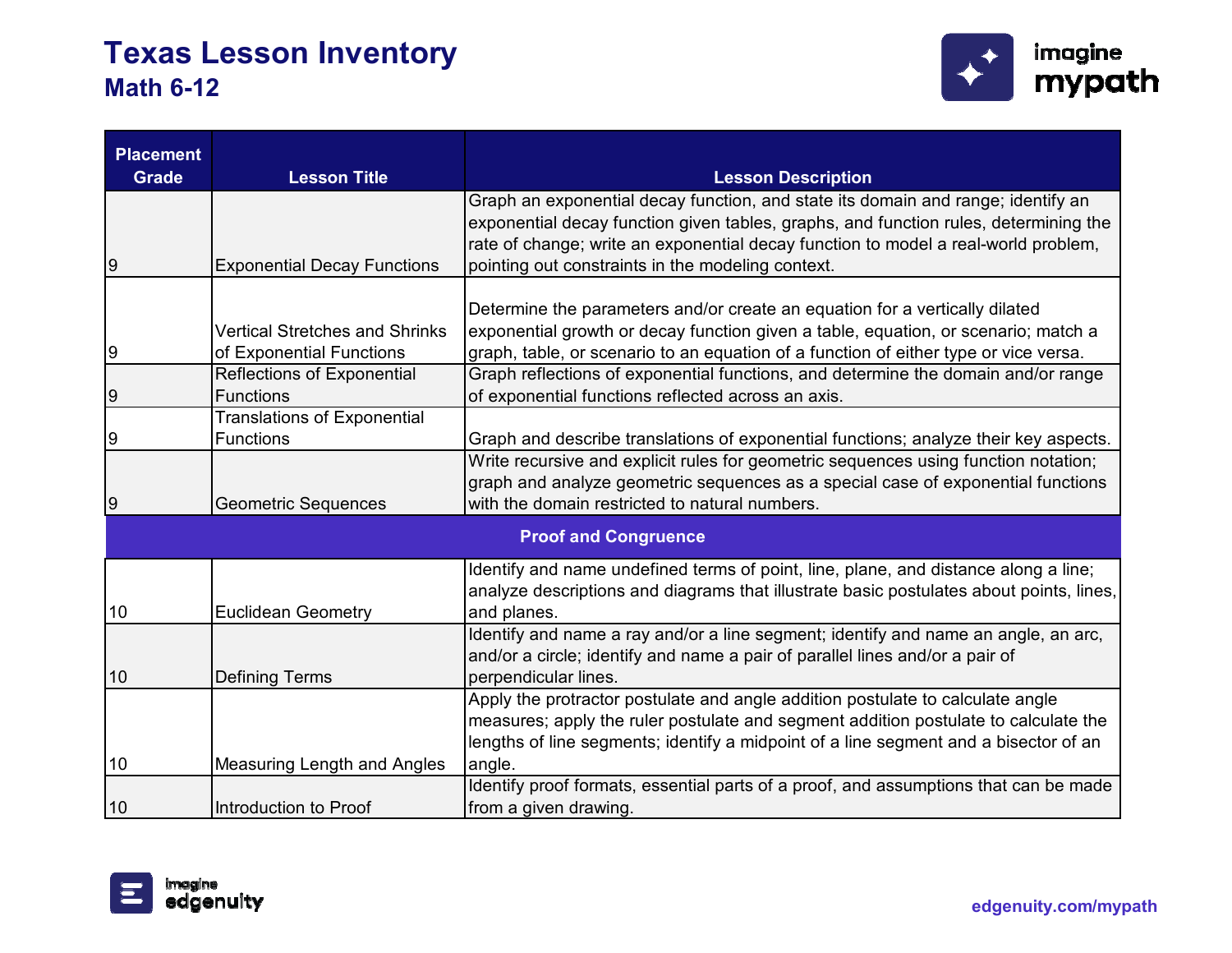# Texas Lesson Inventory
## Math 6-12

| Placement Grade | Lesson Title | Lesson Description |
|---|---|---|
| 9 | Exponential Decay Functions | Graph an exponential decay function, and state its domain and range; identify an exponential decay function given tables, graphs, and function rules, determining the rate of change; write an exponential decay function to model a real-world problem, pointing out constraints in the modeling context. |
| 9 | Vertical Stretches and Shrinks of Exponential Functions | Determine the parameters and/or create an equation for a vertically dilated exponential growth or decay function given a table, equation, or scenario; match a graph, table, or scenario to an equation of a function of either type or vice versa. |
| 9 | Reflections of Exponential Functions | Graph reflections of exponential functions, and determine the domain and/or range of exponential functions reflected across an axis. |
| 9 | Translations of Exponential Functions | Graph and describe translations of exponential functions; analyze their key aspects. |
| 9 | Geometric Sequences | Write recursive and explicit rules for geometric sequences using function notation; graph and analyze geometric sequences as a special case of exponential functions with the domain restricted to natural numbers. |
| **Proof and Congruence** | | |
| 10 | Euclidean Geometry | Identify and name undefined terms of point, line, plane, and distance along a line; analyze descriptions and diagrams that illustrate basic postulates about points, lines, and planes. |
| 10 | Defining Terms | Identify and name a ray and/or a line segment; identify and name an angle, an arc, and/or a circle; identify and name a pair of parallel lines and/or a pair of perpendicular lines. |
| 10 | Measuring Length and Angles | Apply the protractor postulate and angle addition postulate to calculate angle measures; apply the ruler postulate and segment addition postulate to calculate the lengths of line segments; identify a midpoint of a line segment and a bisector of an angle. |
| 10 | Introduction to Proof | Identify proof formats, essential parts of a proof, and assumptions that can be made from a given drawing. |

edgenuity.com/mypath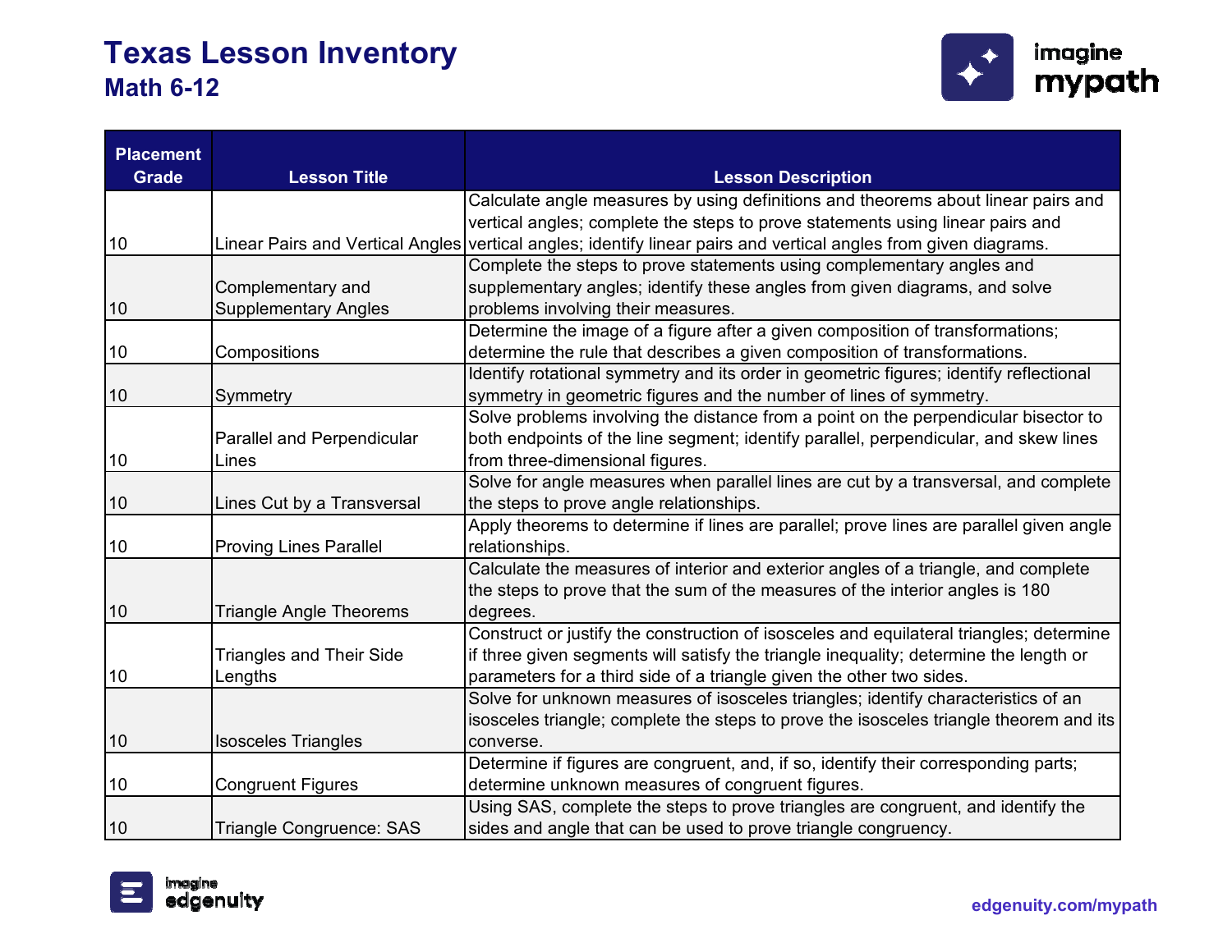# Texas Lesson Inventory
## Math 6-12

| Placement Grade | Lesson Title | Lesson Description |
|---|---|---|
| 10 | Linear Pairs and Vertical Angles | Calculate angle measures by using definitions and theorems about linear pairs and vertical angles; complete the steps to prove statements using linear pairs and vertical angles; identify linear pairs and vertical angles from given diagrams. |
| 10 | Complementary and Supplementary Angles | Complete the steps to prove statements using complementary angles and supplementary angles; identify these angles from given diagrams, and solve problems involving their measures. |
| 10 | Compositions | Determine the image of a figure after a given composition of transformations; determine the rule that describes a given composition of transformations. |
| 10 | Symmetry | Identify rotational symmetry and its order in geometric figures; identify reflectional symmetry in geometric figures and the number of lines of symmetry. |
| 10 | Parallel and Perpendicular Lines | Solve problems involving the distance from a point on the perpendicular bisector to both endpoints of the line segment; identify parallel, perpendicular, and skew lines from three-dimensional figures. |
| 10 | Lines Cut by a Transversal | Solve for angle measures when parallel lines are cut by a transversal, and complete the steps to prove angle relationships. |
| 10 | Proving Lines Parallel | Apply theorems to determine if lines are parallel; prove lines are parallel given angle relationships. |
| 10 | Triangle Angle Theorems | Calculate the measures of interior and exterior angles of a triangle, and complete the steps to prove that the sum of the measures of the interior angles is 180 degrees. |
| 10 | Triangles and Their Side Lengths | Construct or justify the construction of isosceles and equilateral triangles; determine if three given segments will satisfy the triangle inequality; determine the length or parameters for a third side of a triangle given the other two sides. |
| 10 | Isosceles Triangles | Solve for unknown measures of isosceles triangles; identify characteristics of an isosceles triangle; complete the steps to prove the isosceles triangle theorem and its converse. |
| 10 | Congruent Figures | Determine if figures are congruent, and, if so, identify their corresponding parts; determine unknown measures of congruent figures. |
| 10 | Triangle Congruence: SAS | Using SAS, complete the steps to prove triangles are congruent, and identify the sides and angle that can be used to prove triangle congruency. |

edgenuity.com/mypath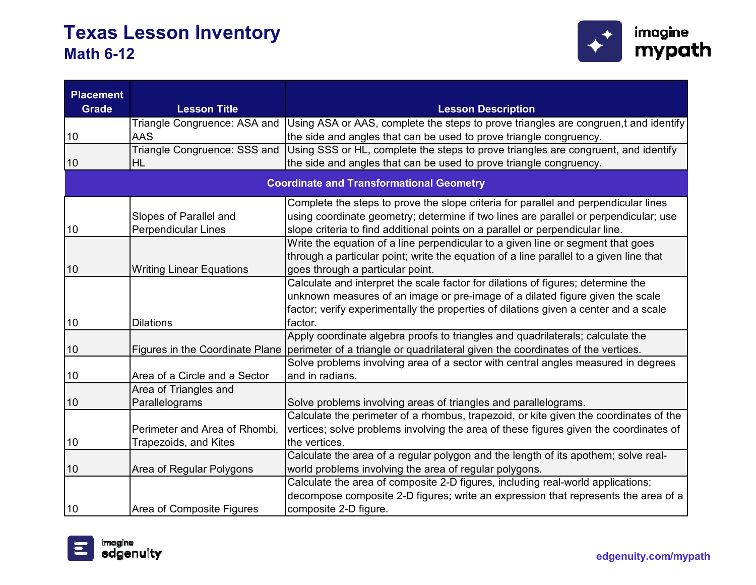# Texas Lesson Inventory

## Math 6-12

| Placement Grade | Lesson Title | Lesson Description |
|---|---|---|
| 10 | Triangle Congruence: ASA and AAS | Using ASA or AAS, complete the steps to prove triangles are congruen,t and identify the side and angles that can be used to prove triangle congruency. |
| 10 | Triangle Congruence: SSS and HL | Using SSS or HL, complete the steps to prove triangles are congruent, and identify the side and angles that can be used to prove triangle congruency. |
| **Coordinate and Transformational Geometry** | | |
| 10 | Slopes of Parallel and Perpendicular Lines | Complete the steps to prove the slope criteria for parallel and perpendicular lines using coordinate geometry; determine if two lines are parallel or perpendicular; use slope criteria to find additional points on a parallel or perpendicular line. |
| 10 | Writing Linear Equations | Write the equation of a line perpendicular to a given line or segment that goes through a particular point; write the equation of a line parallel to a given line that goes through a particular point. |
| 10 | Dilations | Calculate and interpret the scale factor for dilations of figures; determine the unknown measures of an image or pre-image of a dilated figure given the scale factor; verify experimentally the properties of dilations given a center and a scale factor. |
| 10 | Figures in the Coordinate Plane | Apply coordinate algebra proofs to triangles and quadrilaterals; calculate the perimeter of a triangle or quadrilateral given the coordinates of the vertices. |
| 10 | Area of a Circle and a Sector | Solve problems involving area of a sector with central angles measured in degrees and in radians. |
| 10 | Area of Triangles and Parallelograms | Solve problems involving areas of triangles and parallelograms. |
| 10 | Perimeter and Area of Rhombi, Trapezoids, and Kites | Calculate the perimeter of a rhombus, trapezoid, or kite given the coordinates of the vertices; solve problems involving the area of these figures given the coordinates of the vertices. |
| 10 | Area of Regular Polygons | Calculate the area of a regular polygon and the length of its apothem; solve real-world problems involving the area of regular polygons. |
| 10 | Area of Composite Figures | Calculate the area of composite 2-D figures, including real-world applications; decompose composite 2-D figures; write an expression that represents the area of a composite 2-D figure. |

edgenuity.com/mypath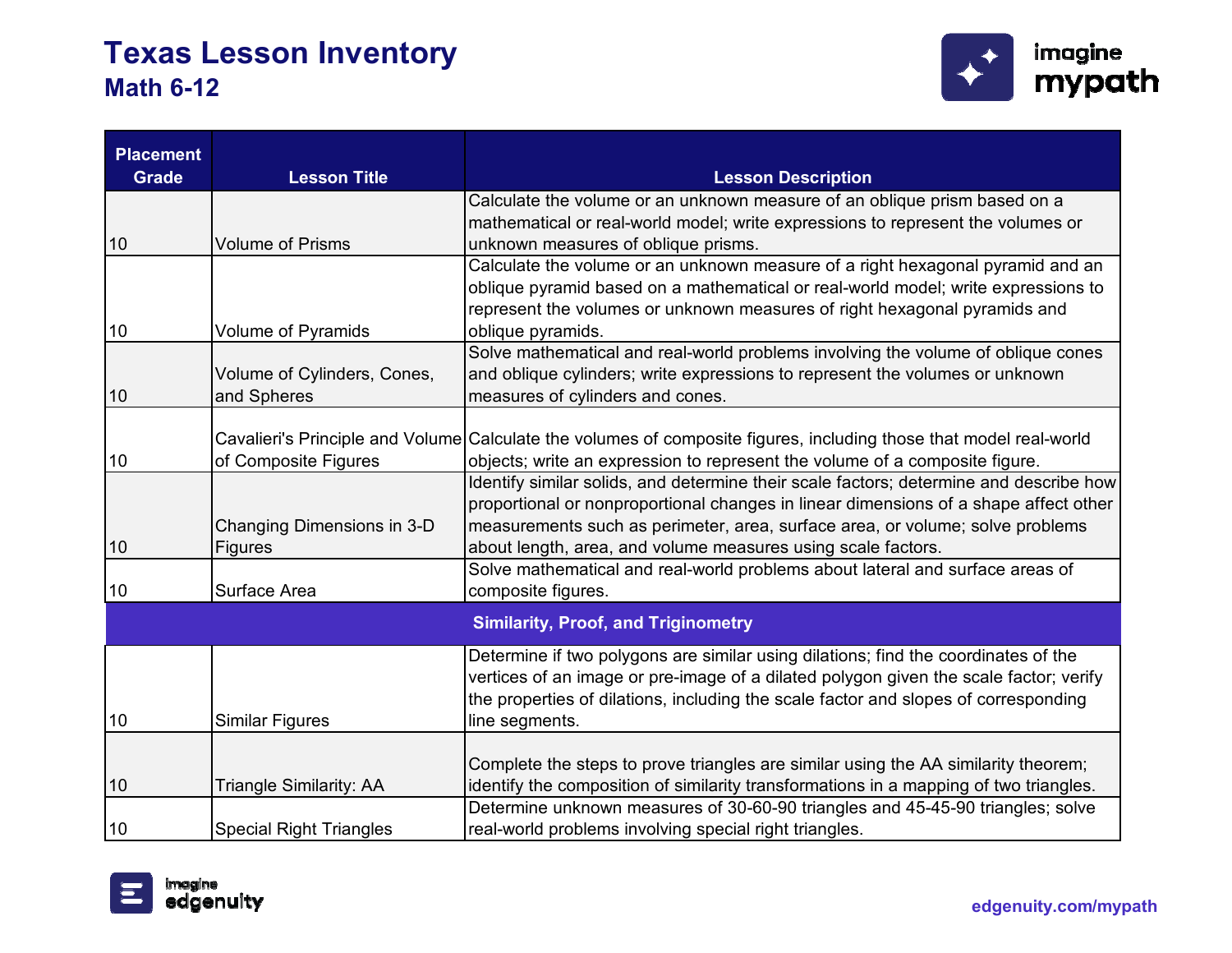# Texas Lesson Inventory
## Math 6-12

| Placement Grade | Lesson Title | Lesson Description |
|---|---|---|
| 10 | Volume of Prisms | Calculate the volume or an unknown measure of an oblique prism based on a mathematical or real-world model; write expressions to represent the volumes or unknown measures of oblique prisms. |
| 10 | Volume of Pyramids | Calculate the volume or an unknown measure of a right hexagonal pyramid and an oblique pyramid based on a mathematical or real-world model; write expressions to represent the volumes or unknown measures of right hexagonal pyramids and oblique pyramids. |
| 10 | Volume of Cylinders, Cones, and Spheres | Solve mathematical and real-world problems involving the volume of oblique cones and oblique cylinders; write expressions to represent the volumes or unknown measures of cylinders and cones. |
| 10 | Cavalieri's Principle and Volume of Composite Figures | Calculate the volumes of composite figures, including those that model real-world objects; write an expression to represent the volume of a composite figure. |
| 10 | Changing Dimensions in 3-D Figures | Identify similar solids, and determine their scale factors; determine and describe how proportional or nonproportional changes in linear dimensions of a shape affect other measurements such as perimeter, area, surface area, or volume; solve problems about length, area, and volume measures using scale factors. |
| 10 | Surface Area | Solve mathematical and real-world problems about lateral and surface areas of composite figures. |
| **Similarity, Proof, and Triginometry** | | |
| 10 | Similar Figures | Determine if two polygons are similar using dilations; find the coordinates of the vertices of an image or pre-image of a dilated polygon given the scale factor; verify the properties of dilations, including the scale factor and slopes of corresponding line segments. |
| 10 | Triangle Similarity: AA | Complete the steps to prove triangles are similar using the AA similarity theorem; identify the composition of similarity transformations in a mapping of two triangles. |
| 10 | Special Right Triangles | Determine unknown measures of 30-60-90 triangles and 45-45-90 triangles; solve real-world problems involving special right triangles. |

edgenuity.com/mypath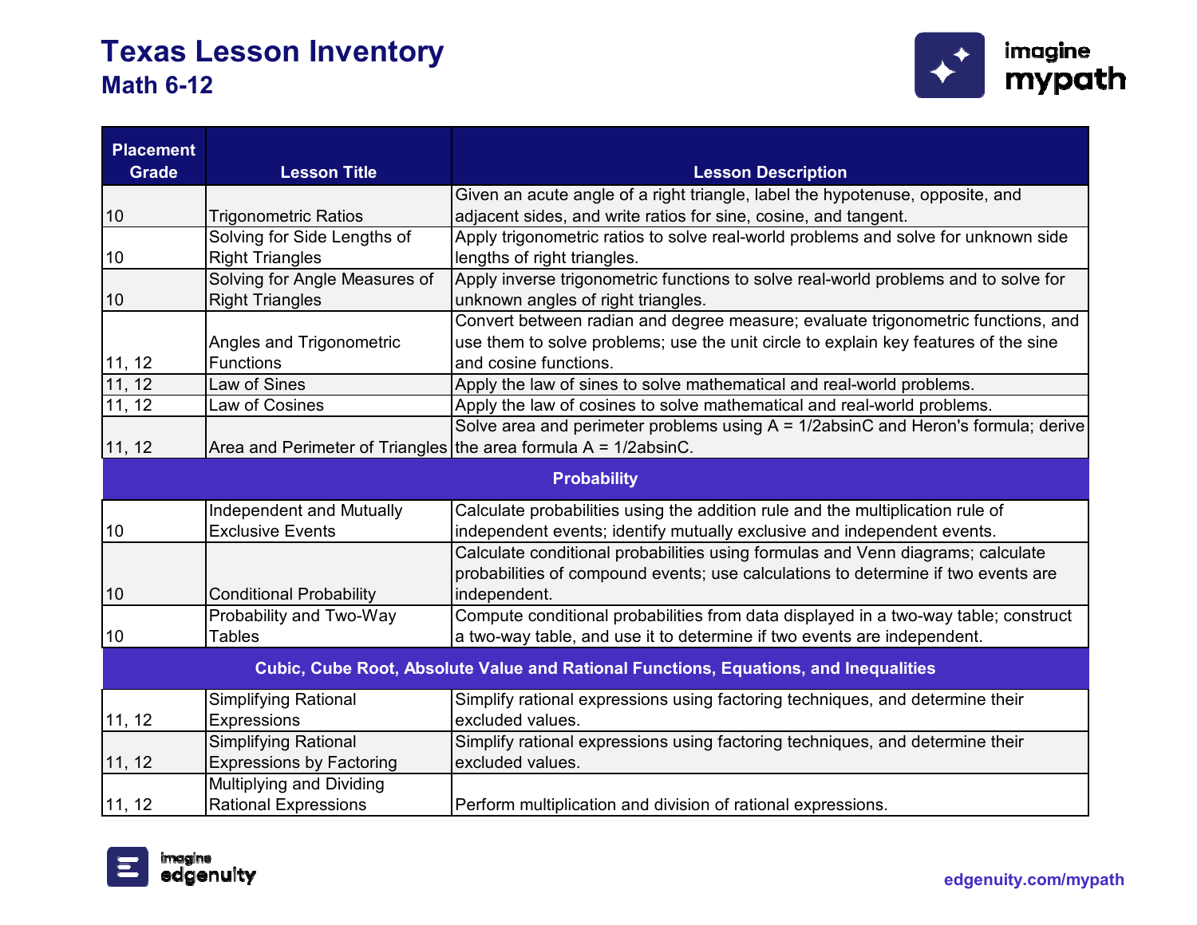# Texas Lesson Inventory
## Math 6-12

| Placement Grade | Lesson Title | Lesson Description |
|---|---|---|
| 10 | Trigonometric Ratios | Given an acute angle of a right triangle, label the hypotenuse, opposite, and adjacent sides, and write ratios for sine, cosine, and tangent. |
| 10 | Solving for Side Lengths of Right Triangles | Apply trigonometric ratios to solve real-world problems and solve for unknown side lengths of right triangles. |
| 10 | Solving for Angle Measures of Right Triangles | Apply inverse trigonometric functions to solve real-world problems and to solve for unknown angles of right triangles. |
| 11, 12 | Angles and Trigonometric Functions | Convert between radian and degree measure; evaluate trigonometric functions, and use them to solve problems; use the unit circle to explain key features of the sine and cosine functions. |
| 11, 12 | Law of Sines | Apply the law of sines to solve mathematical and real-world problems. |
| 11, 12 | Law of Cosines | Apply the law of cosines to solve mathematical and real-world problems. |
| 11, 12 | Area and Perimeter of Triangles | Solve area and perimeter problems using A = 1/2absinC and Heron's formula; derive the area formula A = 1/2absinC. |
| **Probability** | | |
| 10 | Independent and Mutually Exclusive Events | Calculate probabilities using the addition rule and the multiplication rule of independent events; identify mutually exclusive and independent events. |
| 10 | Conditional Probability | Calculate conditional probabilities using formulas and Venn diagrams; calculate probabilities of compound events; use calculations to determine if two events are independent. |
| 10 | Probability and Two-Way Tables | Compute conditional probabilities from data displayed in a two-way table; construct a two-way table, and use it to determine if two events are independent. |
| **Cubic, Cube Root, Absolute Value and Rational Functions, Equations, and Inequalities** | | |
| 11, 12 | Simplifying Rational Expressions | Simplify rational expressions using factoring techniques, and determine their excluded values. |
| 11, 12 | Simplifying Rational Expressions by Factoring | Simplify rational expressions using factoring techniques, and determine their excluded values. |
| 11, 12 | Multiplying and Dividing Rational Expressions | Perform multiplication and division of rational expressions. |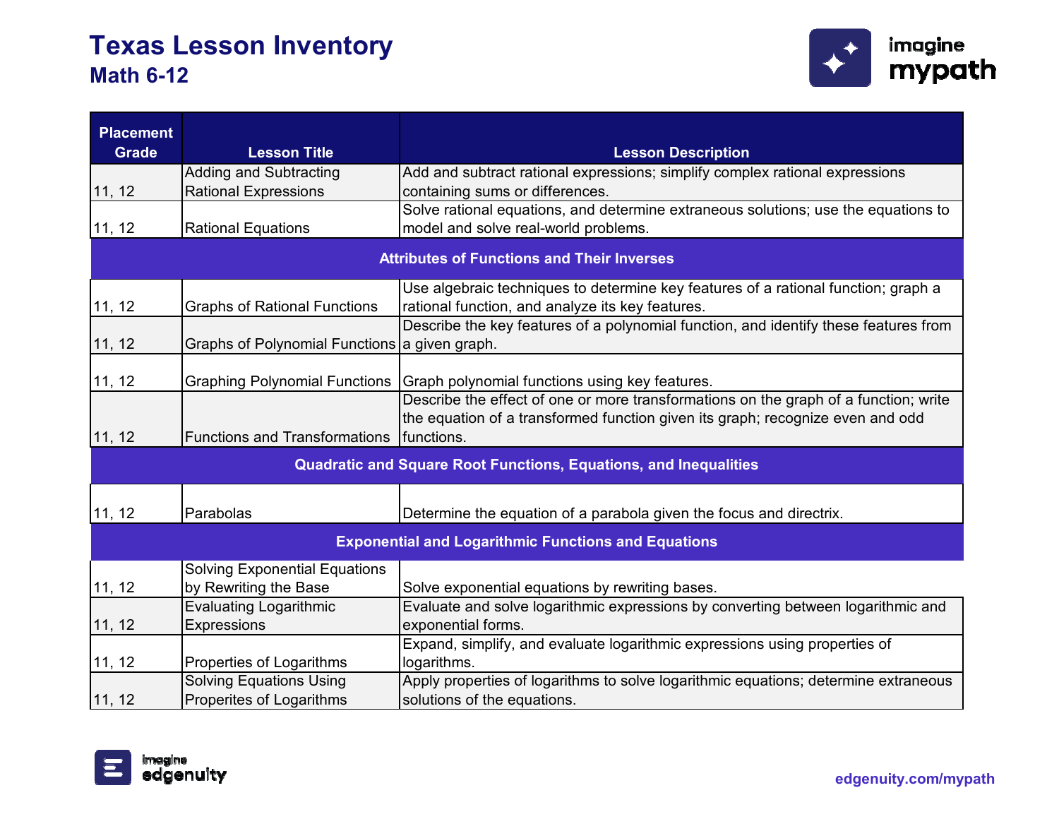# Texas Lesson Inventory

## Math 6-12

| Placement Grade | Lesson Title | Lesson Description |
|---|---|---|
| 11, 12 | Adding and Subtracting Rational Expressions | Add and subtract rational expressions; simplify complex rational expressions containing sums or differences. |
| 11, 12 | Rational Equations | Solve rational equations, and determine extraneous solutions; use the equations to model and solve real-world problems. |
| **Attributes of Functions and Their Inverses** | | |
| 11, 12 | Graphs of Rational Functions | Use algebraic techniques to determine key features of a rational function; graph a rational function, and analyze its key features. |
| 11, 12 | Graphs of Polynomial Functions | Describe the key features of a polynomial function, and identify these features from a given graph. |
| 11, 12 | Graphing Polynomial Functions | Graph polynomial functions using key features. |
| 11, 12 | Functions and Transformations | Describe the effect of one or more transformations on the graph of a function; write the equation of a transformed function given its graph; recognize even and odd functions. |
| **Quadratic and Square Root Functions, Equations, and Inequalities** | | |
| 11, 12 | Parabolas | Determine the equation of a parabola given the focus and directrix. |
| **Exponential and Logarithmic Functions and Equations** | | |
| 11, 12 | Solving Exponential Equations by Rewriting the Base | Solve exponential equations by rewriting bases. |
| 11, 12 | Evaluating Logarithmic Expressions | Evaluate and solve logarithmic expressions by converting between logarithmic and exponential forms. |
| 11, 12 | Properties of Logarithms | Expand, simplify, and evaluate logarithmic expressions using properties of logarithms. |
| 11, 12 | Solving Equations Using Properites of Logarithms | Apply properties of logarithms to solve logarithmic equations; determine extraneous solutions of the equations. |

edgenuity.com/mypath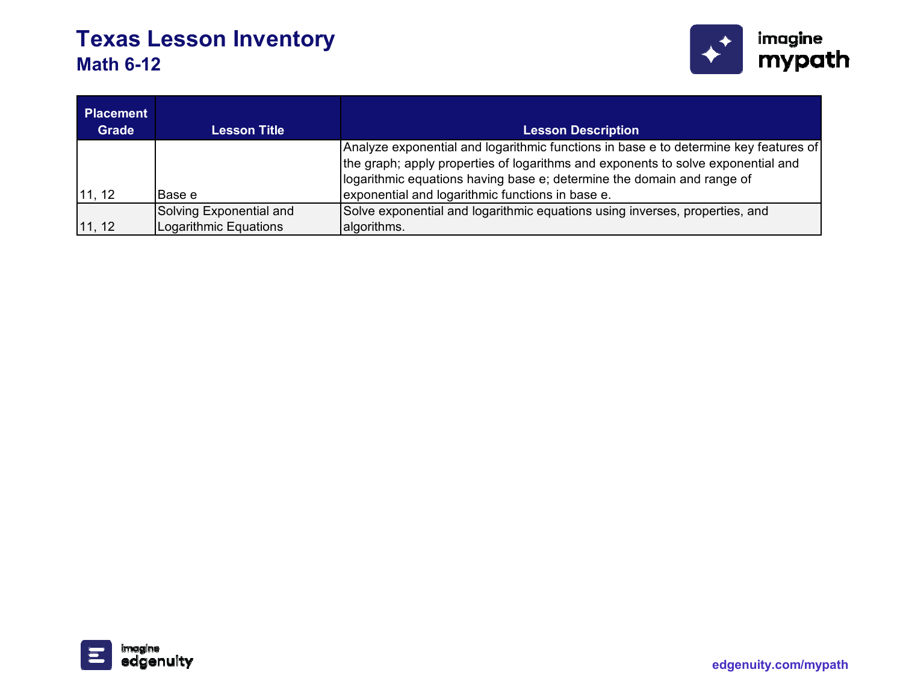# Texas Lesson Inventory
## Math 6-12

| Placement Grade | Lesson Title | Lesson Description |
|---|---|---|
| 11, 12 | Base e | Analyze exponential and logarithmic functions in base e to determine key features of the graph; apply properties of logarithms and exponents to solve exponential and logarithmic equations having base e; determine the domain and range of exponential and logarithmic functions in base e. |
| 11, 12 | Solving Exponential and Logarithmic Equations | Solve exponential and logarithmic equations using inverses, properties, and algorithms. |